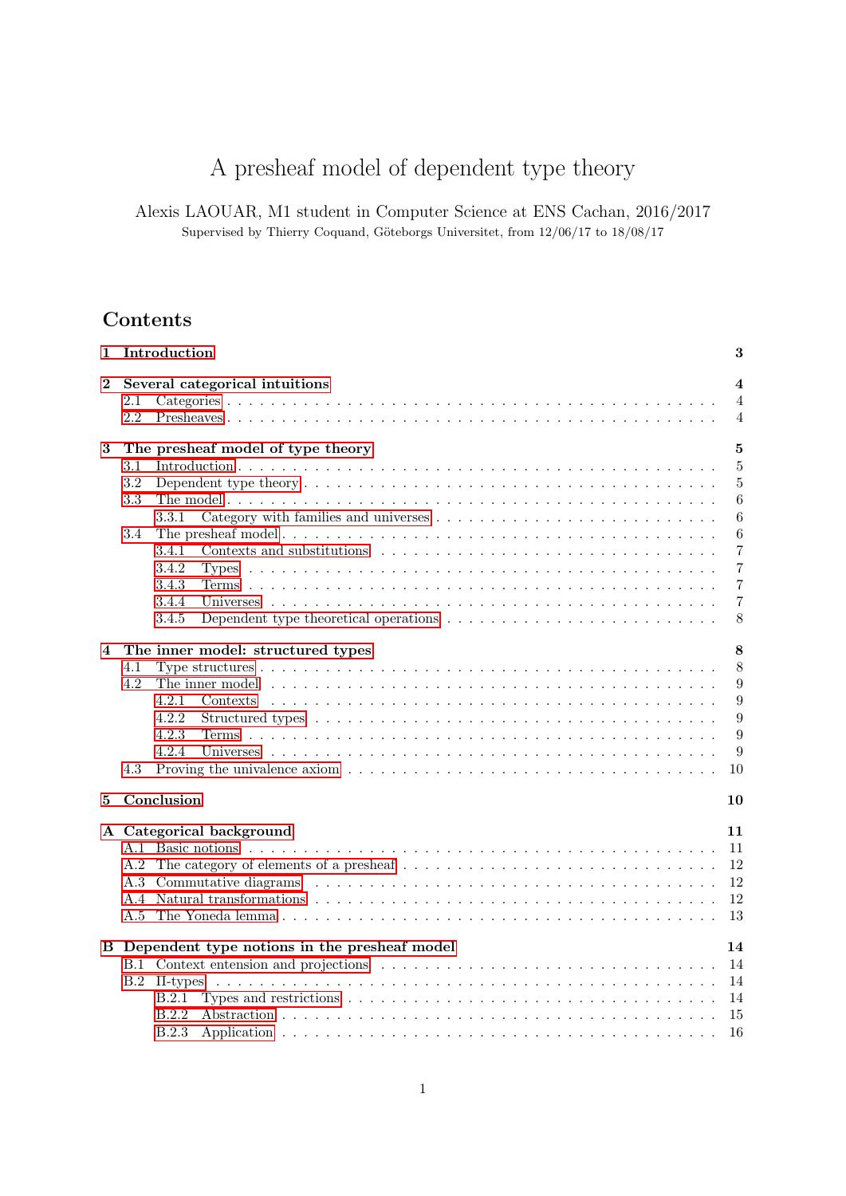# A presheaf model of dependent type theory

Alexis LAOUAR, M1 student in Computer Science at ENS Cachan, 2016/2017

Supervised by Thierry Coquand, Göteborgs Universitet, from 12/06/17 to 18/08/17

## Contents

- **1 Introduction** — 3
- **2 Several categorical intuitions** — 4
  - 2.1 Categories — 4
  - 2.2 Presheaves — 4
- **3 The presheaf model of type theory** — 5
  - 3.1 Introduction — 5
  - 3.2 Dependent type theory — 5
  - 3.3 The model — 6
    - 3.3.1 Category with families and universes — 6
  - 3.4 The presheaf model — 6
    - 3.4.1 Contexts and substitutions — 7
    - 3.4.2 Types — 7
    - 3.4.3 Terms — 7
    - 3.4.4 Universes — 7
    - 3.4.5 Dependent type theoretical operations — 8
- **4 The inner model: structured types** — 8
  - 4.1 Type structures — 8
  - 4.2 The inner model — 9
    - 4.2.1 Contexts — 9
    - 4.2.2 Structured types — 9
    - 4.2.3 Terms — 9
    - 4.2.4 Universes — 9
  - 4.3 Proving the univalence axiom — 10
- **5 Conclusion** — 10
- **A Categorical background** — 11
  - A.1 Basic notions — 11
  - A.2 The category of elements of a presheaf — 12
  - A.3 Commutative diagrams — 12
  - A.4 Natural transformations — 12
  - A.5 The Yoneda lemma — 13
- **B Dependent type notions in the presheaf model** — 14
  - B.1 Context extension and projections — 14
  - B.2 Π-types — 14
    - B.2.1 Types and restrictions — 14
    - B.2.2 Abstraction — 15
    - B.2.3 Application — 16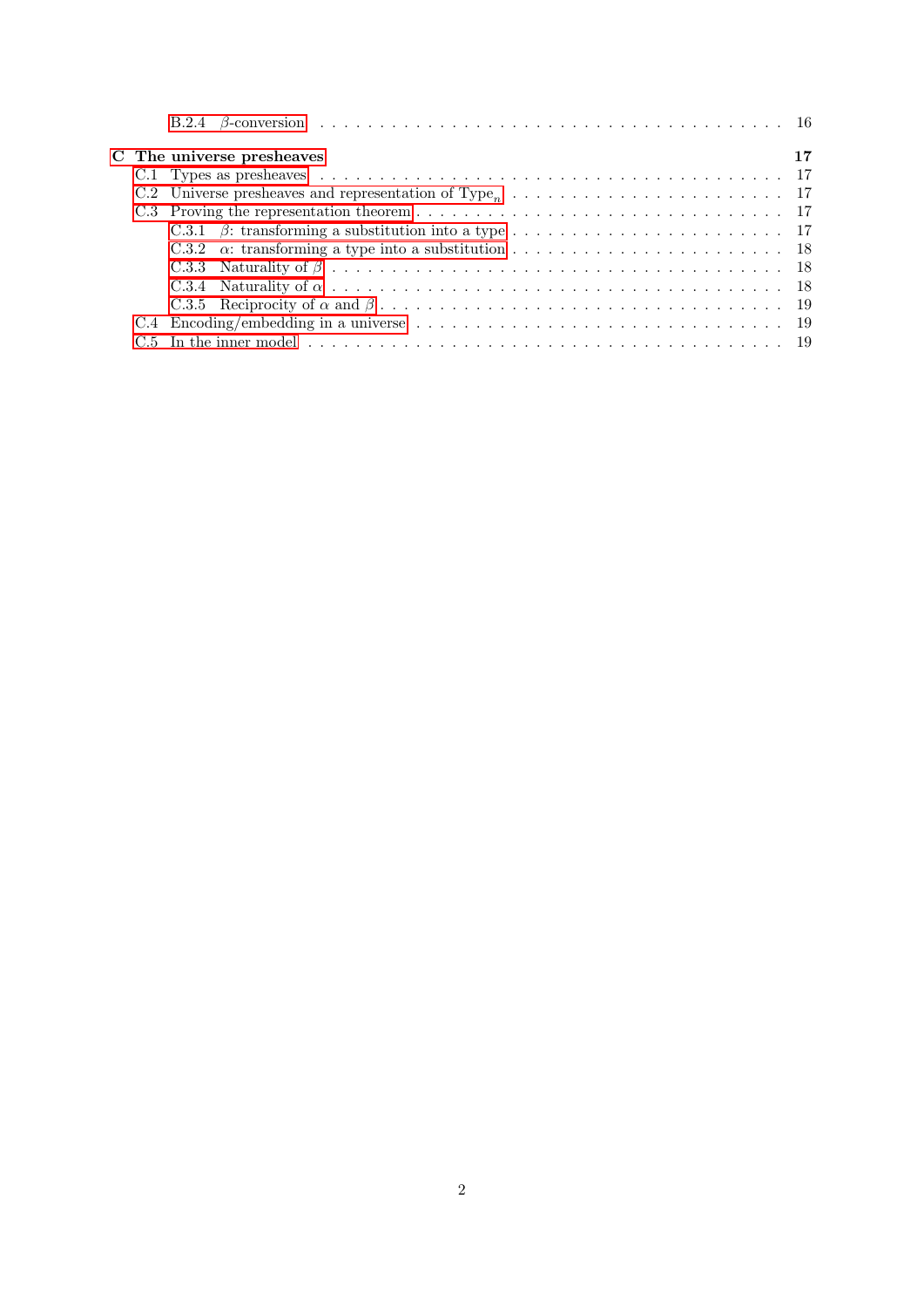- B.2.4 $\beta$-conversion . . . 16

**C The universe presheaves** **17**

- C.1 Types as presheaves . . . 17
- C.2 Universe presheaves and representation of $\text{Type}_n$ . . . 17
- C.3 Proving the representation theorem . . . 17
  - C.3.1 $\beta$: transforming a substitution into a type . . . 17
  - C.3.2 $\alpha$: transforming a type into a substitution . . . 18
  - C.3.3 Naturality of $\beta$ . . . 18
  - C.3.4 Naturality of $\alpha$ . . . 18
  - C.3.5 Reciprocity of $\alpha$ and $\beta$ . . . 19
- C.4 Encoding/embedding in a universe . . . 19
- C.5 In the inner model . . . 19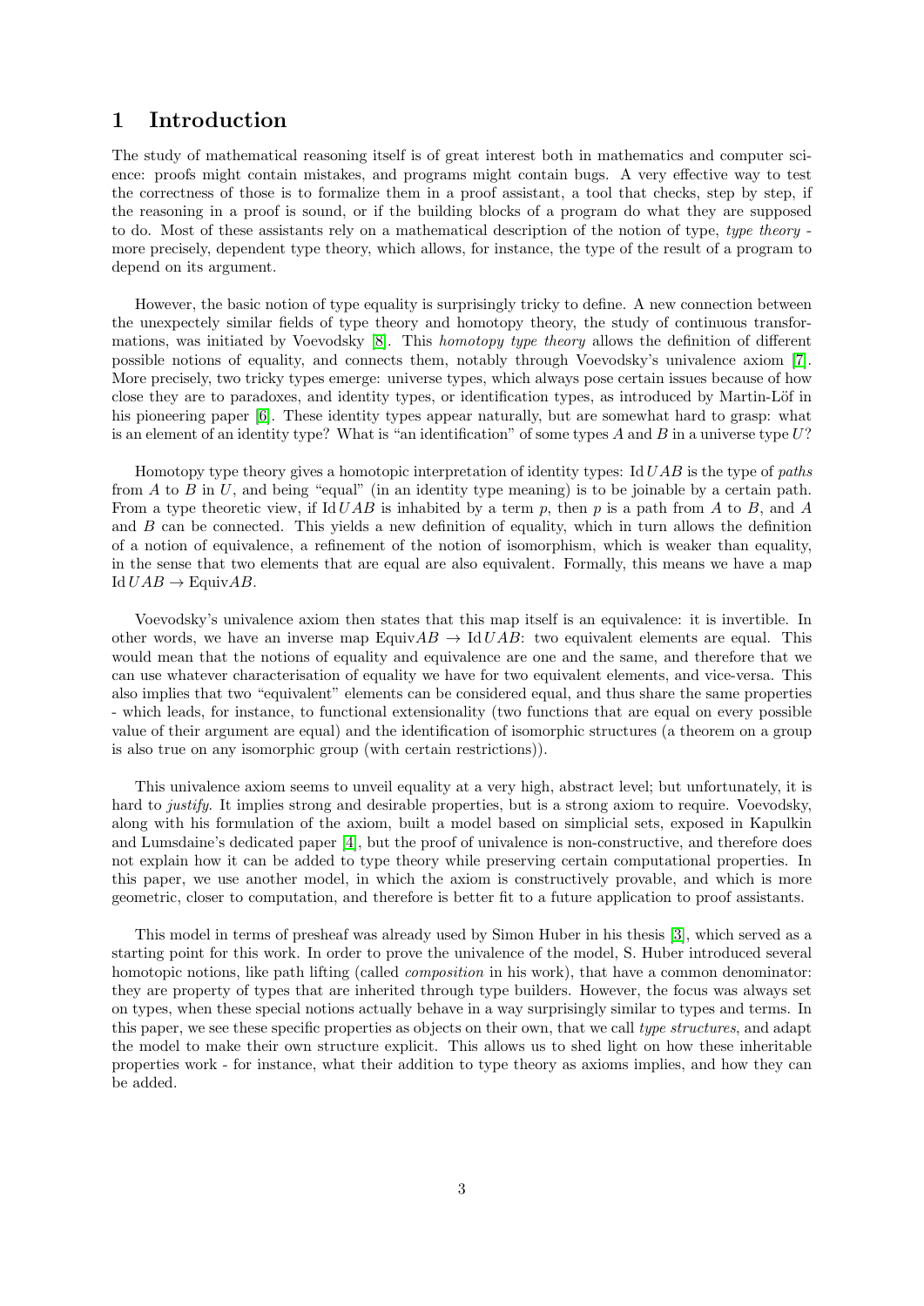# 1 Introduction

The study of mathematical reasoning itself is of great interest both in mathematics and computer science: proofs might contain mistakes, and programs might contain bugs. A very effective way to test the correctness of those is to formalize them in a proof assistant, a tool that checks, step by step, if the reasoning in a proof is sound, or if the building blocks of a program do what they are supposed to do. Most of these assistants rely on a mathematical description of the notion of type, *type theory* - more precisely, dependent type theory, which allows, for instance, the type of the result of a program to depend on its argument.

However, the basic notion of type equality is surprisingly tricky to define. A new connection between the unexpectedly similar fields of type theory and homotopy theory, the study of continuous transformations, was initiated by Voevodsky [8]. This *homotopy type theory* allows the definition of different possible notions of equality, and connects them, notably through Voevodsky's univalence axiom [7]. More precisely, two tricky types emerge: universe types, which always pose certain issues because of how close they are to paradoxes, and identity types, or identification types, as introduced by Martin-Löf in his pioneering paper [6]. These identity types appear naturally, but are somewhat hard to grasp: what is an element of an identity type? What is "an identification" of some types $A$ and $B$ in a universe type $U$?

Homotopy type theory gives a homotopic interpretation of identity types: $\mathrm{Id}\, UAB$ is the type of *paths* from $A$ to $B$ in $U$, and being "equal" (in an identity type meaning) is to be joinable by a certain path. From a type theoretic view, if $\mathrm{Id}\, UAB$ is inhabited by a term $p$, then $p$ is a path from $A$ to $B$, and $A$ and $B$ can be connected. This yields a new definition of equality, which in turn allows the definition of a notion of equivalence, a refinement of the notion of isomorphism, which is weaker than equality, in the sense that two elements that are equal are also equivalent. Formally, this means we have a map $\mathrm{Id}\, UAB \to \mathrm{Equiv}AB$.

Voevodsky's univalence axiom then states that this map itself is an equivalence: it is invertible. In other words, we have an inverse map $\mathrm{Equiv}AB \to \mathrm{Id}\, UAB$: two equivalent elements are equal. This would mean that the notions of equality and equivalence are one and the same, and therefore that we can use whatever characterisation of equality we have for two equivalent elements, and vice-versa. This also implies that two "equivalent" elements can be considered equal, and thus share the same properties - which leads, for instance, to functional extensionality (two functions that are equal on every possible value of their argument are equal) and the identification of isomorphic structures (a theorem on a group is also true on any isomorphic group (with certain restrictions)).

This univalence axiom seems to unveil equality at a very high, abstract level; but unfortunately, it is hard to *justify*. It implies strong and desirable properties, but is a strong axiom to require. Voevodsky, along with his formulation of the axiom, built a model based on simplicial sets, exposed in Kapulkin and Lumsdaine's dedicated paper [4], but the proof of univalence is non-constructive, and therefore does not explain how it can be added to type theory while preserving certain computational properties. In this paper, we use another model, in which the axiom is constructively provable, and which is more geometric, closer to computation, and therefore is better fit to a future application to proof assistants.

This model in terms of presheaf was already used by Simon Huber in his thesis [3], which served as a starting point for this work. In order to prove the univalence of the model, S. Huber introduced several homotopic notions, like path lifting (called *composition* in his work), that have a common denominator: they are property of types that are inherited through type builders. However, the focus was always set on types, when these special notions actually behave in a way surprisingly similar to types and terms. In this paper, we see these specific properties as objects on their own, that we call *type structures*, and adapt the model to make their own structure explicit. This allows us to shed light on how these inheritable properties work - for instance, what their addition to type theory as axioms implies, and how they can be added.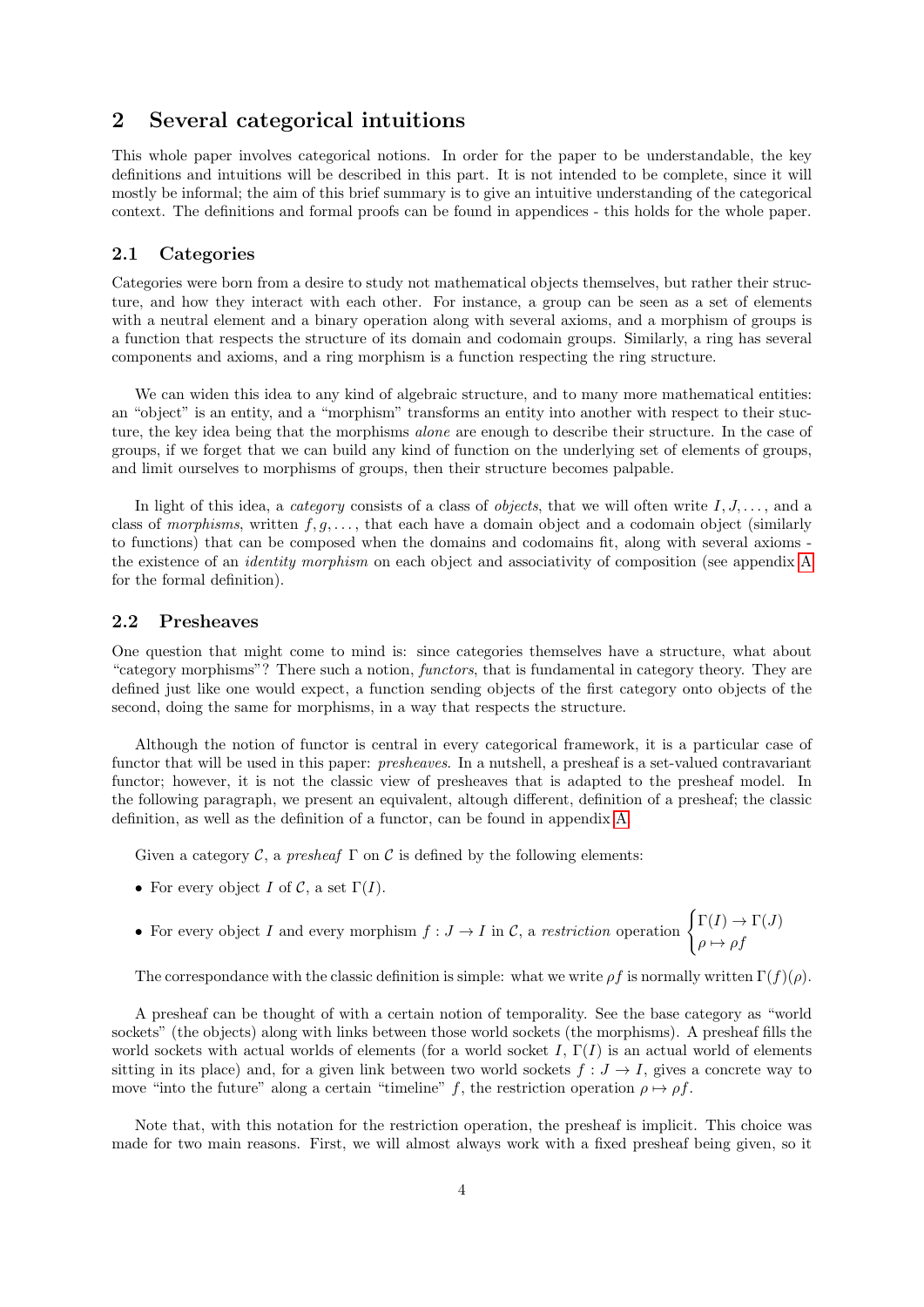## 2 Several categorical intuitions

This whole paper involves categorical notions. In order for the paper to be understandable, the key definitions and intuitions will be described in this part. It is not intended to be complete, since it will mostly be informal; the aim of this brief summary is to give an intuitive understanding of the categorical context. The definitions and formal proofs can be found in appendices - this holds for the whole paper.

### 2.1 Categories

Categories were born from a desire to study not mathematical objects themselves, but rather their structure, and how they interact with each other. For instance, a group can be seen as a set of elements with a neutral element and a binary operation along with several axioms, and a morphism of groups is a function that respects the structure of its domain and codomain groups. Similarly, a ring has several components and axioms, and a ring morphism is a function respecting the ring structure.

We can widen this idea to any kind of algebraic structure, and to many more mathematical entities: an "object" is an entity, and a "morphism" transforms an entity into another with respect to their stucture, the key idea being that the morphisms *alone* are enough to describe their structure. In the case of groups, if we forget that we can build any kind of function on the underlying set of elements of groups, and limit ourselves to morphisms of groups, then their structure becomes palpable.

In light of this idea, a *category* consists of a class of *objects*, that we will often write $I, J, \ldots$, and a class of *morphisms*, written $f, g, \ldots$, that each have a domain object and a codomain object (similarly to functions) that can be composed when the domains and codomains fit, along with several axioms - the existence of an *identity morphism* on each object and associativity of composition (see appendix A for the formal definition).

### 2.2 Presheaves

One question that might come to mind is: since categories themselves have a structure, what about "category morphisms"? There such a notion, *functors*, that is fundamental in category theory. They are defined just like one would expect, a function sending objects of the first category onto objects of the second, doing the same for morphisms, in a way that respects the structure.

Although the notion of functor is central in every categorical framework, it is a particular case of functor that will be used in this paper: *presheaves*. In a nutshell, a presheaf is a set-valued contravariant functor; however, it is not the classic view of presheaves that is adapted to the presheaf model. In the following paragraph, we present an equivalent, altough different, definition of a presheaf; the classic definition, as well as the definition of a functor, can be found in appendix A.

Given a category $\mathcal{C}$, a *presheaf* $\Gamma$ on $\mathcal{C}$ is defined by the following elements:

- For every object $I$ of $\mathcal{C}$, a set $\Gamma(I)$.
- For every object $I$ and every morphism $f : J \to I$ in $\mathcal{C}$, a *restriction* operation $\begin{cases} \Gamma(I) \to \Gamma(J) \\ \rho \mapsto \rho f \end{cases}$

The correspondance with the classic definition is simple: what we write $\rho f$ is normally written $\Gamma(f)(\rho)$.

A presheaf can be thought of with a certain notion of temporality. See the base category as "world sockets" (the objects) along with links between those world sockets (the morphisms). A presheaf fills the world sockets with actual worlds of elements (for a world socket $I$, $\Gamma(I)$ is an actual world of elements sitting in its place) and, for a given link between two world sockets $f : J \to I$, gives a concrete way to move "into the future" along a certain "timeline" $f$, the restriction operation $\rho \mapsto \rho f$.

Note that, with this notation for the restriction operation, the presheaf is implicit. This choice was made for two main reasons. First, we will almost always work with a fixed presheaf being given, so it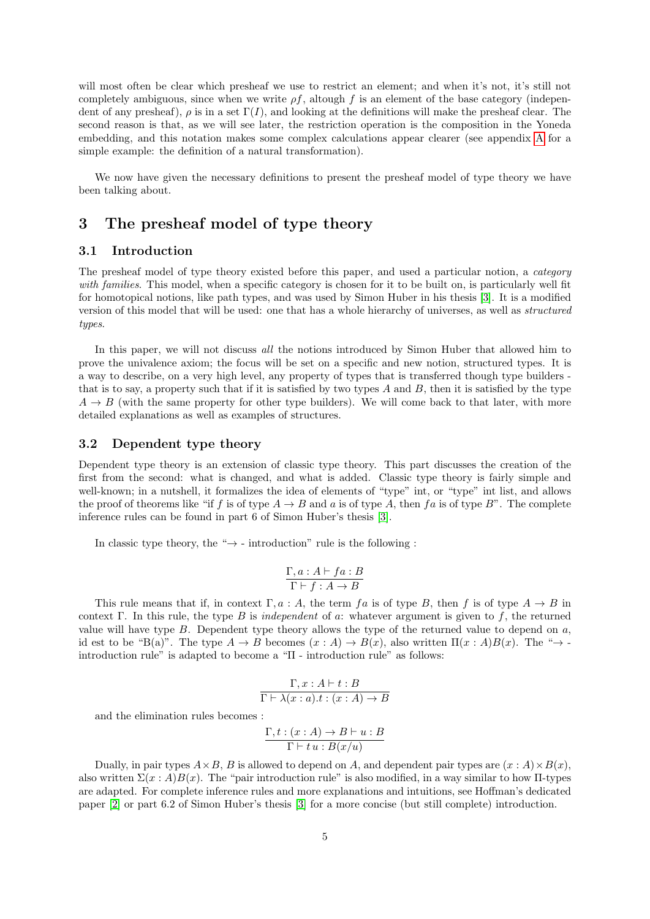will most often be clear which presheaf we use to restrict an element; and when it's not, it's still not completely ambiguous, since when we write $\rho f$, altough $f$ is an element of the base category (independent of any presheaf), $\rho$ is in a set $\Gamma(I)$, and looking at the definitions will make the presheaf clear. The second reason is that, as we will see later, the restriction operation is the composition in the Yoneda embedding, and this notation makes some complex calculations appear clearer (see appendix A for a simple example: the definition of a natural transformation).

We now have given the necessary definitions to present the presheaf model of type theory we have been talking about.

# 3 The presheaf model of type theory

## 3.1 Introduction

The presheaf model of type theory existed before this paper, and used a particular notion, a *category with families*. This model, when a specific category is chosen for it to be built on, is particularly well fit for homotopical notions, like path types, and was used by Simon Huber in his thesis [3]. It is a modified version of this model that will be used: one that has a whole hierarchy of universes, as well as *structured types*.

In this paper, we will not discuss *all* the notions introduced by Simon Huber that allowed him to prove the univalence axiom; the focus will be set on a specific and new notion, structured types. It is a way to describe, on a very high level, any property of types that is transferred though type builders - that is to say, a property such that if it is satisfied by two types $A$ and $B$, then it is satisfied by the type $A \to B$ (with the same property for other type builders). We will come back to that later, with more detailed explanations as well as examples of structures.

## 3.2 Dependent type theory

Dependent type theory is an extension of classic type theory. This part discusses the creation of the first from the second: what is changed, and what is added. Classic type theory is fairly simple and well-known; in a nutshell, it formalizes the idea of elements of "type" int, or "type" int list, and allows the proof of theorems like "if $f$ is of type $A \to B$ and $a$ is of type $A$, then $fa$ is of type $B$". The complete inference rules can be found in part 6 of Simon Huber's thesis [3].

In classic type theory, the "$\to$ - introduction" rule is the following :

$$\frac{\Gamma, a : A \vdash fa : B}{\Gamma \vdash f : A \to B}$$

This rule means that if, in context $\Gamma, a : A$, the term $fa$ is of type $B$, then $f$ is of type $A \to B$ in context $\Gamma$. In this rule, the type $B$ is *independent* of $a$: whatever argument is given to $f$, the returned value will have type $B$. Dependent type theory allows the type of the returned value to depend on $a$, id est to be "B(a)". The type $A \to B$ becomes $(x : A) \to B(x)$, also written $\Pi(x : A)B(x)$. The "$\to$ - introduction rule" is adapted to become a "$\Pi$ - introduction rule" as follows:

$$\frac{\Gamma, x : A \vdash t : B}{\Gamma \vdash \lambda(x : a).t : (x : A) \to B}$$

and the elimination rules becomes :

$$\frac{\Gamma, t : (x : A) \to B \vdash u : B}{\Gamma \vdash t\, u : B(x/u)}$$

Dually, in pair types $A \times B$, $B$ is allowed to depend on $A$, and dependent pair types are $(x : A) \times B(x)$, also written $\Sigma(x : A)B(x)$. The "pair introduction rule" is also modified, in a way similar to how $\Pi$-types are adapted. For complete inference rules and more explanations and intuitions, see Hoffman's dedicated paper [2] or part 6.2 of Simon Huber's thesis [3] for a more concise (but still complete) introduction.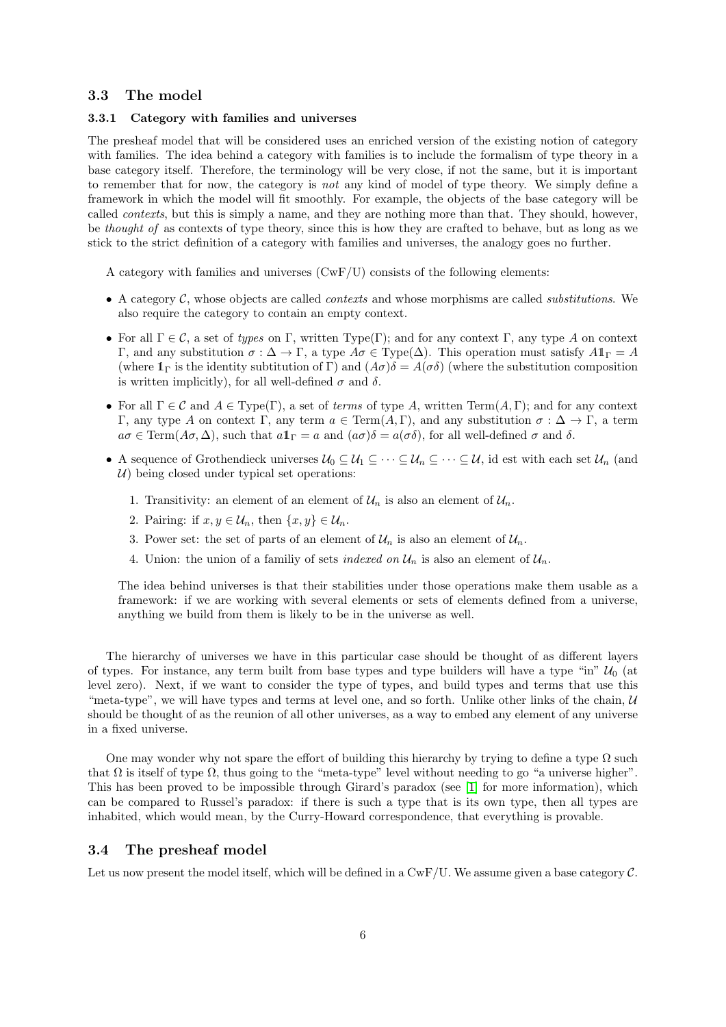## 3.3 The model

### 3.3.1 Category with families and universes

The presheaf model that will be considered uses an enriched version of the existing notion of category with families. The idea behind a category with families is to include the formalism of type theory in a base category itself. Therefore, the terminology will be very close, if not the same, but it is important to remember that for now, the category is *not* any kind of model of type theory. We simply define a framework in which the model will fit smoothly. For example, the objects of the base category will be called *contexts*, but this is simply a name, and they are nothing more than that. They should, however, be *thought of* as contexts of type theory, since this is how they are crafted to behave, but as long as we stick to the strict definition of a category with families and universes, the analogy goes no further.

A category with families and universes (CwF/U) consists of the following elements:

- A category $\mathcal{C}$, whose objects are called *contexts* and whose morphisms are called *substitutions*. We also require the category to contain an empty context.
- For all $\Gamma \in \mathcal{C}$, a set of *types* on $\Gamma$, written $\text{Type}(\Gamma)$; and for any context $\Gamma$, any type $A$ on context $\Gamma$, and any substitution $\sigma : \Delta \to \Gamma$, a type $A\sigma \in \text{Type}(\Delta)$. This operation must satisfy $A\mathbb{1}_\Gamma = A$ (where $\mathbb{1}_\Gamma$ is the identity subtitution of $\Gamma$) and $(A\sigma)\delta = A(\sigma\delta)$ (where the substitution composition is written implicitly), for all well-defined $\sigma$ and $\delta$.
- For all $\Gamma \in \mathcal{C}$ and $A \in \text{Type}(\Gamma)$, a set of *terms* of type $A$, written $\text{Term}(A, \Gamma)$; and for any context $\Gamma$, any type $A$ on context $\Gamma$, any term $a \in \text{Term}(A, \Gamma)$, and any substitution $\sigma : \Delta \to \Gamma$, a term $a\sigma \in \text{Term}(A\sigma, \Delta)$, such that $a\mathbb{1}_\Gamma = a$ and $(a\sigma)\delta = a(\sigma\delta)$, for all well-defined $\sigma$ and $\delta$.
- A sequence of Grothendieck universes $\mathcal{U}_0 \subseteq \mathcal{U}_1 \subseteq \cdots \subseteq \mathcal{U}_n \subseteq \cdots \subseteq \mathcal{U}$, id est with each set $\mathcal{U}_n$ (and $\mathcal{U}$) being closed under typical set operations:
  1. Transitivity: an element of an element of $\mathcal{U}_n$ is also an element of $\mathcal{U}_n$.
  2. Pairing: if $x, y \in \mathcal{U}_n$, then $\{x, y\} \in \mathcal{U}_n$.
  3. Power set: the set of parts of an element of $\mathcal{U}_n$ is also an element of $\mathcal{U}_n$.
  4. Union: the union of a familiy of sets *indexed on* $\mathcal{U}_n$ is also an element of $\mathcal{U}_n$.

  The idea behind universes is that their stabilities under those operations make them usable as a framework: if we are working with several elements or sets of elements defined from a universe, anything we build from them is likely to be in the universe as well.

The hierarchy of universes we have in this particular case should be thought of as different layers of types. For instance, any term built from base types and type builders will have a type "in" $\mathcal{U}_0$ (at level zero). Next, if we want to consider the type of types, and build types and terms that use this "meta-type", we will have types and terms at level one, and so forth. Unlike other links of the chain, $\mathcal{U}$ should be thought of as the reunion of all other universes, as a way to embed any element of any universe in a fixed universe.

One may wonder why not spare the effort of building this hierarchy by trying to define a type $\Omega$ such that $\Omega$ is itself of type $\Omega$, thus going to the "meta-type" level without needing to go "a universe higher". This has been proved to be impossible through Girard's paradox (see [1] for more information), which can be compared to Russel's paradox: if there is such a type that is its own type, then all types are inhabited, which would mean, by the Curry-Howard correspondence, that everything is provable.

## 3.4 The presheaf model

Let us now present the model itself, which will be defined in a CwF/U. We assume given a base category $\mathcal{C}$.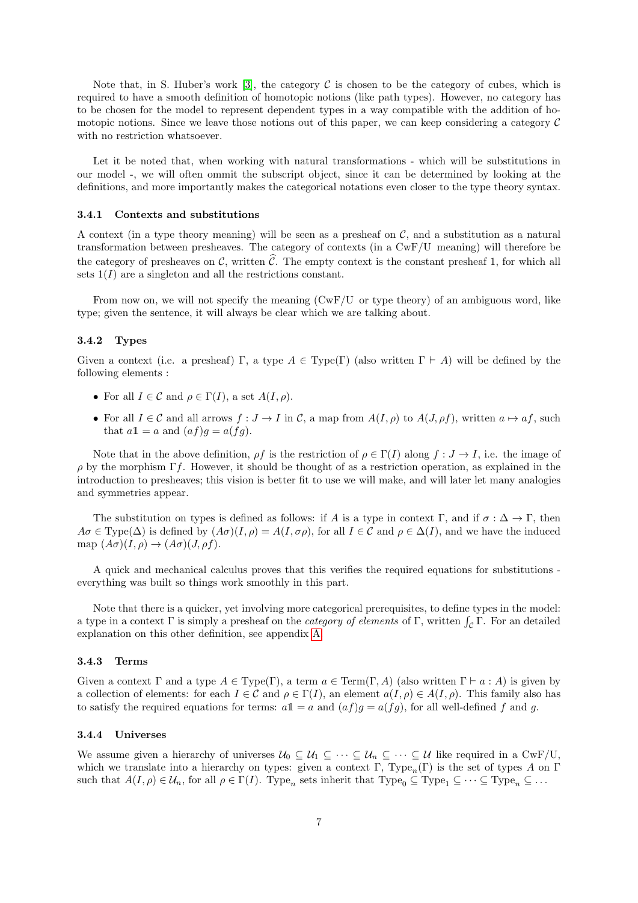Note that, in S. Huber's work [3], the category $\mathcal{C}$ is chosen to be the category of cubes, which is required to have a smooth definition of homotopic notions (like path types). However, no category has to be chosen for the model to represent dependent types in a way compatible with the addition of homotopic notions. Since we leave those notions out of this paper, we can keep considering a category $\mathcal{C}$ with no restriction whatsoever.

Let it be noted that, when working with natural transformations - which will be substitutions in our model -, we will often ommit the subscript object, since it can be determined by looking at the definitions, and more importantly makes the categorical notations even closer to the type theory syntax.

### 3.4.1 Contexts and substitutions

A context (in a type theory meaning) will be seen as a presheaf on $\mathcal{C}$, and a substitution as a natural transformation between presheaves. The category of contexts (in a CwF/U meaning) will therefore be the category of presheaves on $\mathcal{C}$, written $\widehat{\mathcal{C}}$. The empty context is the constant presheaf 1, for which all sets $1(I)$ are a singleton and all the restrictions constant.

From now on, we will not specify the meaning (CwF/U or type theory) of an ambiguous word, like type; given the sentence, it will always be clear which we are talking about.

### 3.4.2 Types

Given a context (i.e. a presheaf) $\Gamma$, a type $A \in \mathrm{Type}(\Gamma)$ (also written $\Gamma \vdash A$) will be defined by the following elements :

- For all $I \in \mathcal{C}$ and $\rho \in \Gamma(I)$, a set $A(I, \rho)$.
- For all $I \in \mathcal{C}$ and all arrows $f : J \to I$ in $\mathcal{C}$, a map from $A(I, \rho)$ to $A(J, \rho f)$, written $a \mapsto af$, such that $a\mathbb{1} = a$ and $(af)g = a(fg)$.

Note that in the above definition, $\rho f$ is the restriction of $\rho \in \Gamma(I)$ along $f : J \to I$, i.e. the image of $\rho$ by the morphism $\Gamma f$. However, it should be thought of as a restriction operation, as explained in the introduction to presheaves; this vision is better fit to use we will make, and will later let many analogies and symmetries appear.

The substitution on types is defined as follows: if $A$ is a type in context $\Gamma$, and if $\sigma : \Delta \to \Gamma$, then $A\sigma \in \mathrm{Type}(\Delta)$ is defined by $(A\sigma)(I, \rho) = A(I, \sigma\rho)$, for all $I \in \mathcal{C}$ and $\rho \in \Delta(I)$, and we have the induced map $(A\sigma)(I, \rho) \to (A\sigma)(J, \rho f)$.

A quick and mechanical calculus proves that this verifies the required equations for substitutions - everything was built so things work smoothly in this part.

Note that there is a quicker, yet involving more categorical prerequisites, to define types in the model: a type in a context $\Gamma$ is simply a presheaf on the *category of elements* of $\Gamma$, written $\int_{\mathcal{C}} \Gamma$. For an detailed explanation on this other definition, see appendix A.

### 3.4.3 Terms

Given a context $\Gamma$ and a type $A \in \mathrm{Type}(\Gamma)$, a term $a \in \mathrm{Term}(\Gamma, A)$ (also written $\Gamma \vdash a : A$) is given by a collection of elements: for each $I \in \mathcal{C}$ and $\rho \in \Gamma(I)$, an element $a(I, \rho) \in A(I, \rho)$. This family also has to satisfy the required equations for terms: $a\mathbb{1} = a$ and $(af)g = a(fg)$, for all well-defined $f$ and $g$.

### 3.4.4 Universes

We assume given a hierarchy of universes $\mathcal{U}_0 \subseteq \mathcal{U}_1 \subseteq \cdots \subseteq \mathcal{U}_n \subseteq \cdots \subseteq \mathcal{U}$ like required in a CwF/U, which we translate into a hierarchy on types: given a context $\Gamma$, $\mathrm{Type}_n(\Gamma)$ is the set of types $A$ on $\Gamma$ such that $A(I, \rho) \in \mathcal{U}_n$, for all $\rho \in \Gamma(I)$. $\mathrm{Type}_n$ sets inherit that $\mathrm{Type}_0 \subseteq \mathrm{Type}_1 \subseteq \cdots \subseteq \mathrm{Type}_n \subseteq \ldots$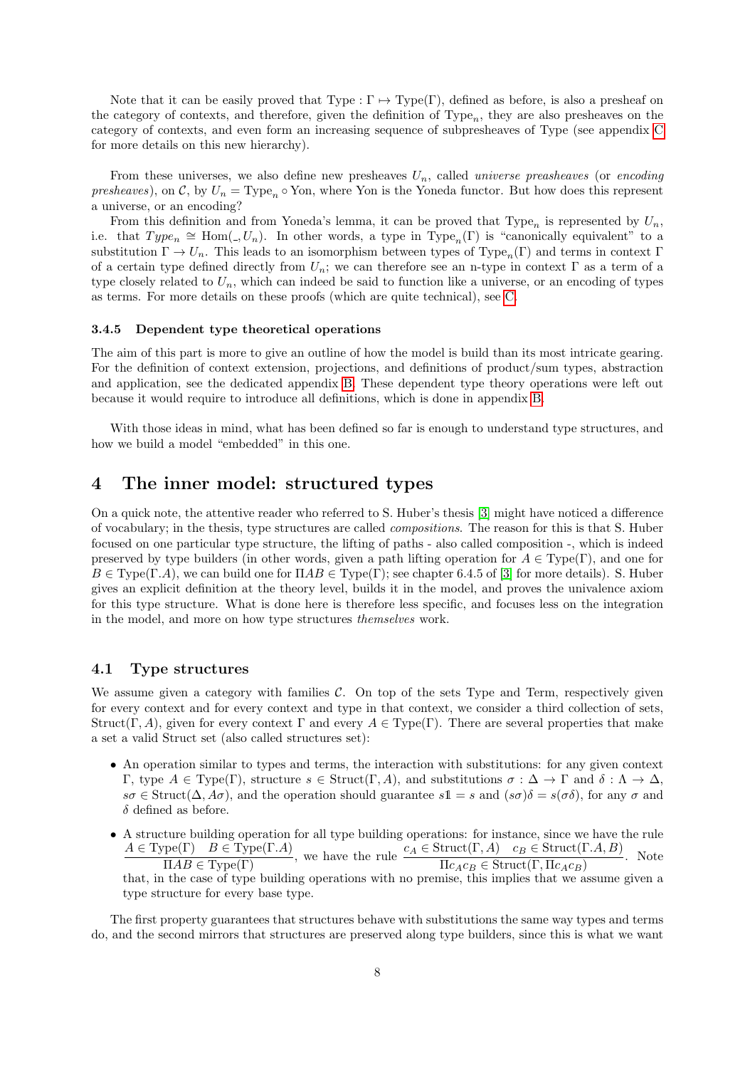Note that it can be easily proved that Type : $\Gamma \mapsto \text{Type}(\Gamma)$, defined as before, is also a presheaf on the category of contexts, and therefore, given the definition of $\text{Type}_n$, they are also presheaves on the category of contexts, and even form an increasing sequence of subpresheaves of Type (see appendix C for more details on this new hierarchy).

From these universes, we also define new presheaves $U_n$, called *universe presheaves* (or *encoding presheaves*), on $\mathcal{C}$, by $U_n = \text{Type}_n \circ \text{Yon}$, where Yon is the Yoneda functor. But how does this represent a universe, or an encoding?

From this definition and from Yoneda's lemma, it can be proved that $\text{Type}_n$ is represented by $U_n$, i.e. that $Type_n \cong \text{Hom}(\_, U_n)$. In other words, a type in $\text{Type}_n(\Gamma)$ is "canonically equivalent" to a substitution $\Gamma \to U_n$. This leads to an isomorphism between types of $\text{Type}_n(\Gamma)$ and terms in context $\Gamma$ of a certain type defined directly from $U_n$; we can therefore see an n-type in context $\Gamma$ as a term of a type closely related to $U_n$, which can indeed be said to function like a universe, or an encoding of types as terms. For more details on these proofs (which are quite technical), see C.

### 3.4.5 Dependent type theoretical operations

The aim of this part is more to give an outline of how the model is build than its most intricate gearing. For the definition of context extension, projections, and definitions of product/sum types, abstraction and application, see the dedicated appendix B. These dependent type theory operations were left out because it would require to introduce all definitions, which is done in appendix B.

With those ideas in mind, what has been defined so far is enough to understand type structures, and how we build a model "embedded" in this one.

# 4 The inner model: structured types

On a quick note, the attentive reader who referred to S. Huber's thesis [3] might have noticed a difference of vocabulary; in the thesis, type structures are called *compositions*. The reason for this is that S. Huber focused on one particular type structure, the lifting of paths - also called composition -, which is indeed preserved by type builders (in other words, given a path lifting operation for $A \in \text{Type}(\Gamma)$, and one for $B \in \text{Type}(\Gamma.A)$, we can build one for $\Pi AB \in \text{Type}(\Gamma)$; see chapter 6.4.5 of [3] for more details). S. Huber gives an explicit definition at the theory level, builds it in the model, and proves the univalence axiom for this type structure. What is done here is therefore less specific, and focuses less on the integration in the model, and more on how type structures *themselves* work.

## 4.1 Type structures

We assume given a category with families $\mathcal{C}$. On top of the sets Type and Term, respectively given for every context and for every context and type in that context, we consider a third collection of sets, $\text{Struct}(\Gamma, A)$, given for every context $\Gamma$ and every $A \in \text{Type}(\Gamma)$. There are several properties that make a set a valid Struct set (also called structures set):

- An operation similar to types and terms, the interaction with substitutions: for any given context $\Gamma$, type $A \in \text{Type}(\Gamma)$, structure $s \in \text{Struct}(\Gamma, A)$, and substitutions $\sigma : \Delta \to \Gamma$ and $\delta : \Lambda \to \Delta$, $s\sigma \in \text{Struct}(\Delta, A\sigma)$, and the operation should guarantee $s\mathbb{1} = s$ and $(s\sigma)\delta = s(\sigma\delta)$, for any $\sigma$ and $\delta$ defined as before.
- A structure building operation for all type building operations: for instance, since we have the rule $\dfrac{A \in \text{Type}(\Gamma) \quad B \in \text{Type}(\Gamma.A)}{\Pi AB \in \text{Type}(\Gamma)}$, we have the rule $\dfrac{c_A \in \text{Struct}(\Gamma, A) \quad c_B \in \text{Struct}(\Gamma.A, B)}{\Pi c_A c_B \in \text{Struct}(\Gamma, \Pi c_A c_B)}$. Note that, in the case of type building operations with no premise, this implies that we assume given a type structure for every base type.

The first property guarantees that structures behave with substitutions the same way types and terms do, and the second mirrors that structures are preserved along type builders, since this is what we want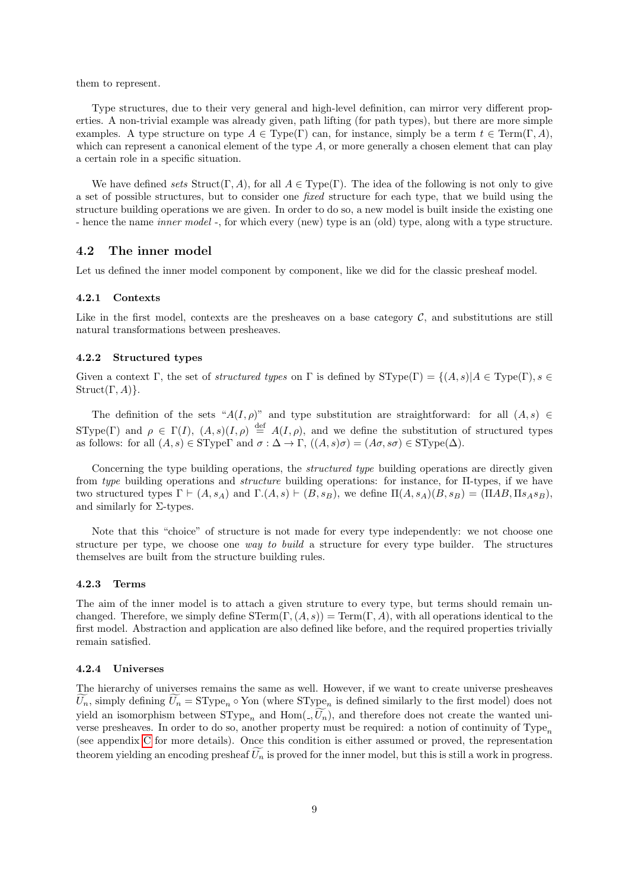them to represent.

Type structures, due to their very general and high-level definition, can mirror very different properties. A non-trivial example was already given, path lifting (for path types), but there are more simple examples. A type structure on type $A \in \text{Type}(\Gamma)$ can, for instance, simply be a term $t \in \text{Term}(\Gamma, A)$, which can represent a canonical element of the type $A$, or more generally a chosen element that can play a certain role in a specific situation.

We have defined *sets* $\text{Struct}(\Gamma, A)$, for all $A \in \text{Type}(\Gamma)$. The idea of the following is not only to give a set of possible structures, but to consider one *fixed* structure for each type, that we build using the structure building operations we are given. In order to do so, a new model is built inside the existing one - hence the name *inner model* -, for which every (new) type is an (old) type, along with a type structure.

## 4.2 The inner model

Let us defined the inner model component by component, like we did for the classic presheaf model.

### 4.2.1 Contexts

Like in the first model, contexts are the presheaves on a base category $\mathcal{C}$, and substitutions are still natural transformations between presheaves.

### 4.2.2 Structured types

Given a context $\Gamma$, the set of *structured types* on $\Gamma$ is defined by $\text{SType}(\Gamma) = \{(A, s) | A \in \text{Type}(\Gamma), s \in \text{Struct}(\Gamma, A)\}$.

The definition of the sets "$A(I, \rho)$" and type substitution are straightforward: for all $(A, s) \in \text{SType}(\Gamma)$ and $\rho \in \Gamma(I)$, $(A, s)(I, \rho) \overset{\text{def}}{=} A(I, \rho)$, and we define the substitution of structured types as follows: for all $(A, s) \in \text{SType}\Gamma$ and $\sigma : \Delta \to \Gamma$, $((A, s)\sigma) = (A\sigma, s\sigma) \in \text{SType}(\Delta)$.

Concerning the type building operations, the *structured type* building operations are directly given from *type* building operations and *structure* building operations: for instance, for $\Pi$-types, if we have two structured types $\Gamma \vdash (A, s_A)$ and $\Gamma.(A, s) \vdash (B, s_B)$, we define $\Pi(A, s_A)(B, s_B) = (\Pi AB, \Pi s_A s_B)$, and similarly for $\Sigma$-types.

Note that this "choice" of structure is not made for every type independently: we not choose one structure per type, we choose one *way to build* a structure for every type builder. The structures themselves are built from the structure building rules.

### 4.2.3 Terms

The aim of the inner model is to attach a given struture to every type, but terms should remain unchanged. Therefore, we simply define $\text{STerm}(\Gamma, (A, s)) = \text{Term}(\Gamma, A)$, with all operations identical to the first model. Abstraction and application are also defined like before, and the required properties trivially remain satisfied.

### 4.2.4 Universes

The hierarchy of universes remains the same as well. However, if we want to create universe presheaves $\widetilde{U_n}$, simply defining $\widetilde{U_n} = \text{SType}_n \circ \text{Yon}$ (where $\text{SType}_n$ is defined similarly to the first model) does not yield an isomorphism between $\text{SType}_n$ and $\text{Hom}(\_, \widetilde{U_n})$, and therefore does not create the wanted universe presheaves. In order to do so, another property must be required: a notion of continuity of $\text{Type}_n$ (see appendix C for more details). Once this condition is either assumed or proved, the representation theorem yielding an encoding presheaf $\widetilde{U_n}$ is proved for the inner model, but this is still a work in progress.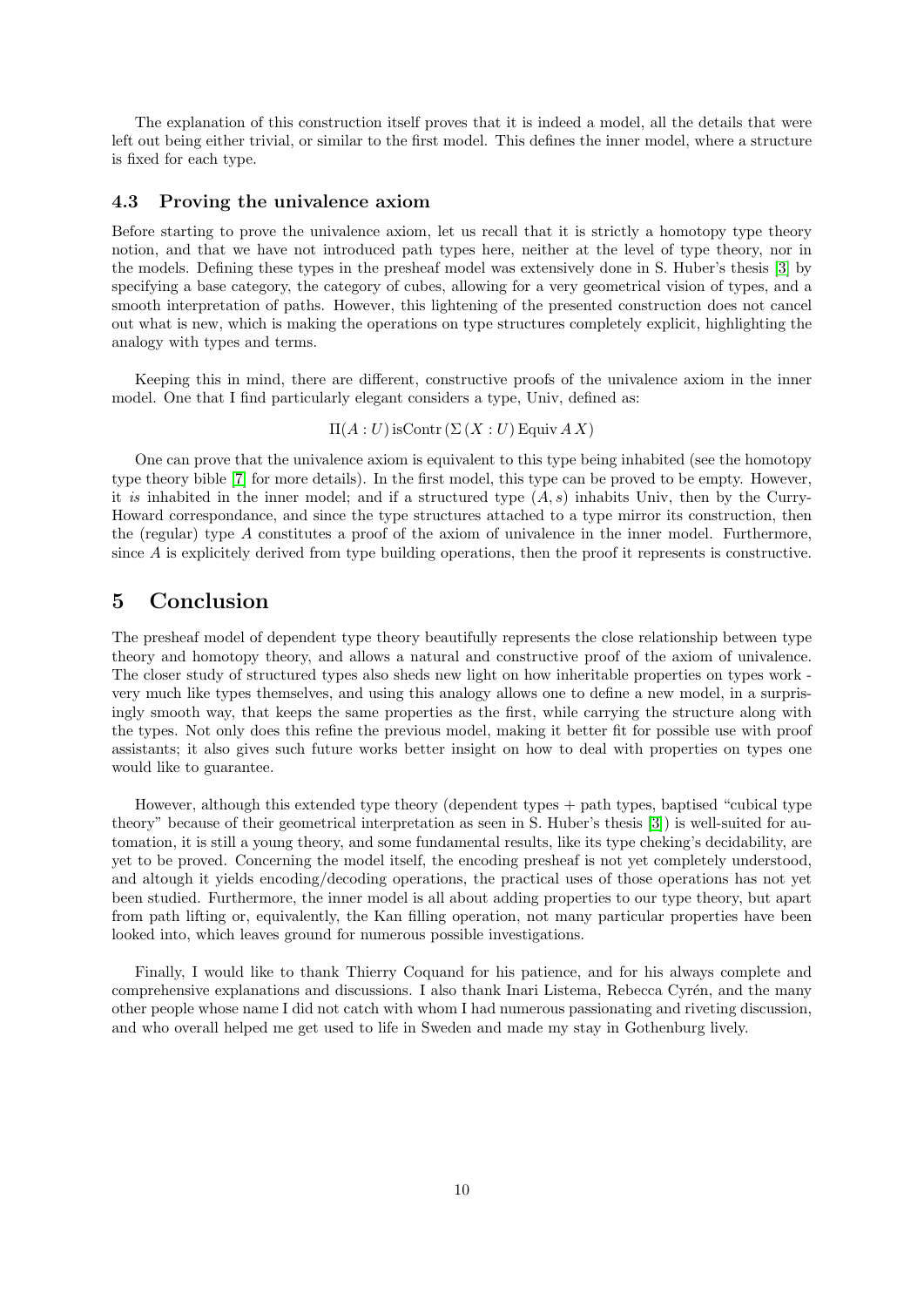The explanation of this construction itself proves that it is indeed a model, all the details that were left out being either trivial, or similar to the first model. This defines the inner model, where a structure is fixed for each type.

### 4.3 Proving the univalence axiom

Before starting to prove the univalence axiom, let us recall that it is strictly a homotopy type theory notion, and that we have not introduced path types here, neither at the level of type theory, nor in the models. Defining these types in the presheaf model was extensively done in S. Huber's thesis [3] by specifying a base category, the category of cubes, allowing for a very geometrical vision of types, and a smooth interpretation of paths. However, this lightening of the presented construction does not cancel out what is new, which is making the operations on type structures completely explicit, highlighting the analogy with types and terms.

Keeping this in mind, there are different, constructive proofs of the univalence axiom in the inner model. One that I find particularly elegant considers a type, Univ, defined as:

$$\Pi(A : U)\, \mathrm{isContr}\, (\Sigma\, (X : U)\, \mathrm{Equiv}\, A\, X)$$

One can prove that the univalence axiom is equivalent to this type being inhabited (see the homotopy type theory bible [7] for more details). In the first model, this type can be proved to be empty. However, it *is* inhabited in the inner model; and if a structured type $(A, s)$ inhabits Univ, then by the Curry-Howard correspondance, and since the type structures attached to a type mirror its construction, then the (regular) type $A$ constitutes a proof of the axiom of univalence in the inner model. Furthermore, since $A$ is explicitely derived from type building operations, then the proof it represents is constructive.

## 5 Conclusion

The presheaf model of dependent type theory beautifully represents the close relationship between type theory and homotopy theory, and allows a natural and constructive proof of the axiom of univalence. The closer study of structured types also sheds new light on how inheritable properties on types work - very much like types themselves, and using this analogy allows one to define a new model, in a surprisingly smooth way, that keeps the same properties as the first, while carrying the structure along with the types. Not only does this refine the previous model, making it better fit for possible use with proof assistants; it also gives such future works better insight on how to deal with properties on types one would like to guarantee.

However, although this extended type theory (dependent types + path types, baptised "cubical type theory" because of their geometrical interpretation as seen in S. Huber's thesis [3]) is well-suited for automation, it is still a young theory, and some fundamental results, like its type cheking's decidability, are yet to be proved. Concerning the model itself, the encoding presheaf is not yet completely understood, and altough it yields encoding/decoding operations, the practical uses of those operations has not yet been studied. Furthermore, the inner model is all about adding properties to our type theory, but apart from path lifting or, equivalently, the Kan filling operation, not many particular properties have been looked into, which leaves ground for numerous possible investigations.

Finally, I would like to thank Thierry Coquand for his patience, and for his always complete and comprehensive explanations and discussions. I also thank Inari Listema, Rebecca Cyrén, and the many other people whose name I did not catch with whom I had numerous passionating and riveting discussion, and who overall helped me get used to life in Sweden and made my stay in Gothenburg lively.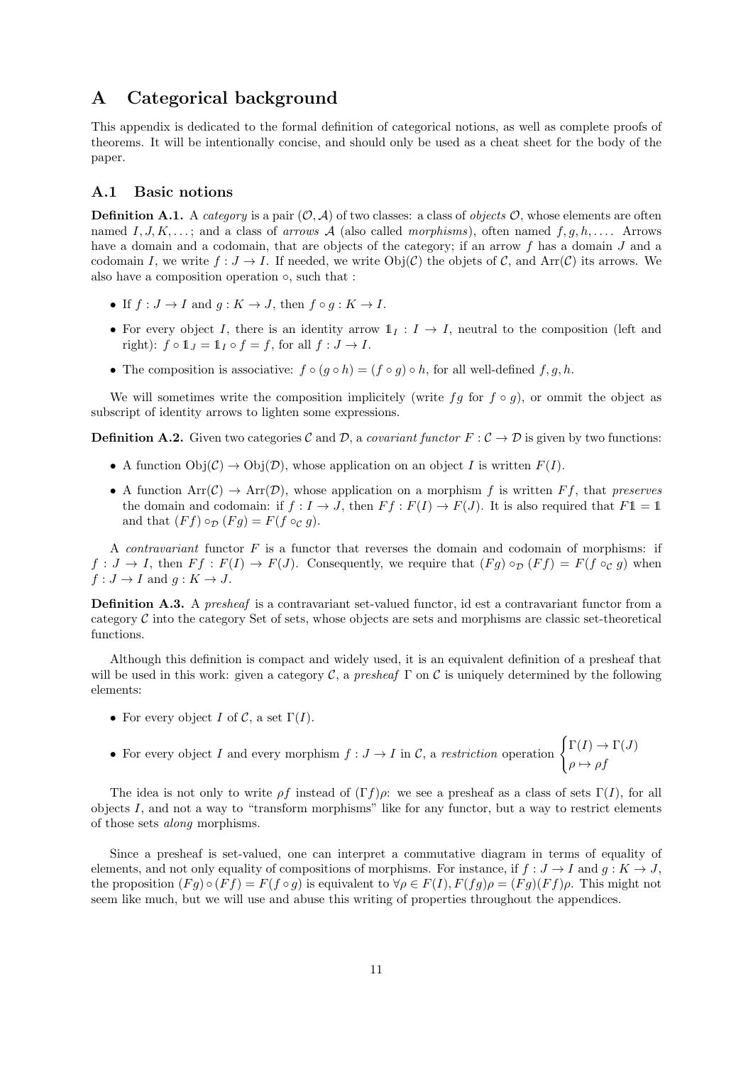# A Categorical background

This appendix is dedicated to the formal definition of categorical notions, as well as complete proofs of theorems. It will be intentionally concise, and should only be used as a cheat sheet for the body of the paper.

## A.1 Basic notions

**Definition A.1.** A *category* is a pair $(\mathcal{O}, \mathcal{A})$ of two classes: a class of *objects* $\mathcal{O}$, whose elements are often named $I, J, K, \ldots$; and a class of *arrows* $\mathcal{A}$ (also called *morphisms*), often named $f, g, h, \ldots$. Arrows have a domain and a codomain, that are objects of the category; if an arrow $f$ has a domain $J$ and a codomain $I$, we write $f : J \to I$. If needed, we write $\mathrm{Obj}(\mathcal{C})$ the objets of $\mathcal{C}$, and $\mathrm{Arr}(\mathcal{C})$ its arrows. We also have a composition operation $\circ$, such that :

- If $f : J \to I$ and $g : K \to J$, then $f \circ g : K \to I$.
- For every object $I$, there is an identity arrow $\mathbb{1}_I : I \to I$, neutral to the composition (left and right): $f \circ \mathbb{1}_J = \mathbb{1}_I \circ f = f$, for all $f : J \to I$.
- The composition is associative: $f \circ (g \circ h) = (f \circ g) \circ h$, for all well-defined $f, g, h$.

We will sometimes write the composition implicitely (write $fg$ for $f \circ g$), or ommit the object as subscript of identity arrows to lighten some expressions.

**Definition A.2.** Given two categories $\mathcal{C}$ and $\mathcal{D}$, a *covariant functor* $F : \mathcal{C} \to \mathcal{D}$ is given by two functions:

- A function $\mathrm{Obj}(\mathcal{C}) \to \mathrm{Obj}(\mathcal{D})$, whose application on an object $I$ is written $F(I)$.
- A function $\mathrm{Arr}(\mathcal{C}) \to \mathrm{Arr}(\mathcal{D})$, whose application on a morphism $f$ is written $Ff$, that *preserves* the domain and codomain: if $f : I \to J$, then $Ff : F(I) \to F(J)$. It is also required that $F\mathbb{1} = \mathbb{1}$ and that $(Ff) \circ_{\mathcal{D}} (Fg) = F(f \circ_{\mathcal{C}} g)$.

A *contravariant* functor $F$ is a functor that reverses the domain and codomain of morphisms: if $f : J \to I$, then $Ff : F(I) \to F(J)$. Consequently, we require that $(Fg) \circ_{\mathcal{D}} (Ff) = F(f \circ_{\mathcal{C}} g)$ when $f : J \to I$ and $g : K \to J$.

**Definition A.3.** A *presheaf* is a contravariant set-valued functor, id est a contravariant functor from a category $\mathcal{C}$ into the category Set of sets, whose objects are sets and morphisms are classic set-theoretical functions.

Although this definition is compact and widely used, it is an equivalent definition of a presheaf that will be used in this work: given a category $\mathcal{C}$, a *presheaf* $\Gamma$ on $\mathcal{C}$ is uniquely determined by the following elements:

- For every object $I$ of $\mathcal{C}$, a set $\Gamma(I)$.
- For every object $I$ and every morphism $f : J \to I$ in $\mathcal{C}$, a *restriction* operation $\begin{cases} \Gamma(I) \to \Gamma(J) \\ \rho \mapsto \rho f \end{cases}$

The idea is not only to write $\rho f$ instead of $(\Gamma f)\rho$: we see a presheaf as a class of sets $\Gamma(I)$, for all objects $I$, and not a way to "transform morphisms" like for any functor, but a way to restrict elements of those sets *along* morphisms.

Since a presheaf is set-valued, one can interpret a commutative diagram in terms of equality of elements, and not only equality of compositions of morphisms. For instance, if $f : J \to I$ and $g : K \to J$, the proposition $(Fg) \circ (Ff) = F(f \circ g)$ is equivalent to $\forall \rho \in F(I), F(fg)\rho = (Fg)(Ff)\rho$. This might not seem like much, but we will use and abuse this writing of properties throughout the appendices.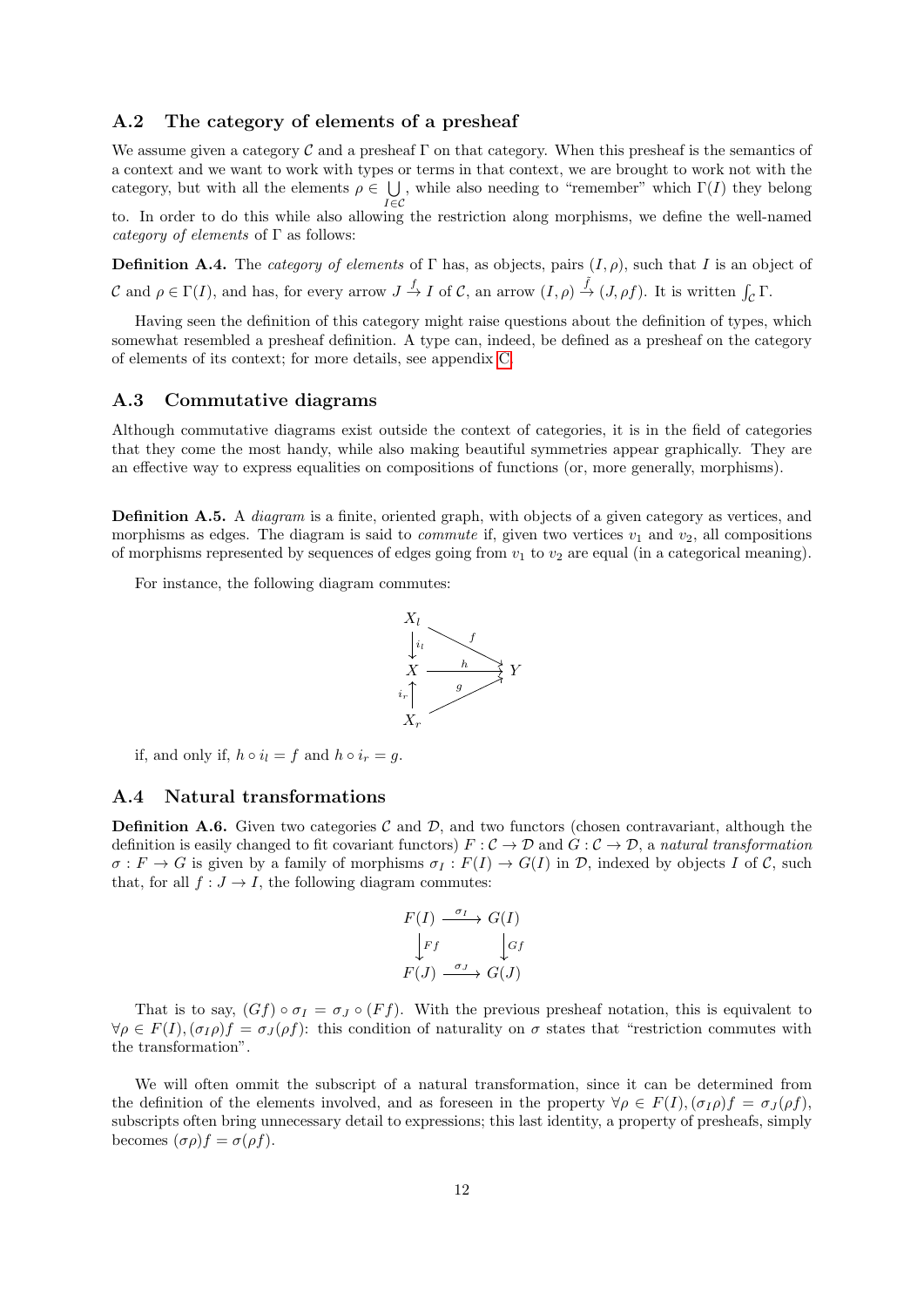## A.2 The category of elements of a presheaf

We assume given a category $\mathcal{C}$ and a presheaf $\Gamma$ on that category. When this presheaf is the semantics of a context and we want to work with types or terms in that context, we are brought to work not with the category, but with all the elements $\rho \in \bigcup_{I \in \mathcal{C}}$, while also needing to "remember" which $\Gamma(I)$ they belong to. In order to do this while also allowing the restriction along morphisms, we define the well-named *category of elements* of $\Gamma$ as follows:

**Definition A.4.** The *category of elements* of $\Gamma$ has, as objects, pairs $(I, \rho)$, such that $I$ is an object of $\mathcal{C}$ and $\rho \in \Gamma(I)$, and has, for every arrow $J \xrightarrow{f} I$ of $\mathcal{C}$, an arrow $(I, \rho) \xrightarrow{\tilde{f}} (J, \rho f)$. It is written $\int_{\mathcal{C}} \Gamma$.

Having seen the definition of this category might raise questions about the definition of types, which somewhat resembled a presheaf definition. A type can, indeed, be defined as a presheaf on the category of elements of its context; for more details, see appendix C.

## A.3 Commutative diagrams

Although commutative diagrams exist outside the context of categories, it is in the field of categories that they come the most handy, while also making beautiful symmetries appear graphically. They are an effective way to express equalities on compositions of functions (or, more generally, morphisms).

**Definition A.5.** A *diagram* is a finite, oriented graph, with objects of a given category as vertices, and morphisms as edges. The diagram is said to *commute* if, given two vertices $v_1$ and $v_2$, all compositions of morphisms represented by sequences of edges going from $v_1$ to $v_2$ are equal (in a categorical meaning).

For instance, the following diagram commutes:

$$\begin{array}{ccc} X_l & & \\ \downarrow i_l & \searrow f & \\ X & \xrightarrow{h} & Y \\ i_r \uparrow & \nearrow g & \\ X_r & & \end{array}$$

if, and only if, $h \circ i_l = f$ and $h \circ i_r = g$.

## A.4 Natural transformations

**Definition A.6.** Given two categories $\mathcal{C}$ and $\mathcal{D}$, and two functors (chosen contravariant, although the definition is easily changed to fit covariant functors) $F : \mathcal{C} \to \mathcal{D}$ and $G : \mathcal{C} \to \mathcal{D}$, a *natural transformation* $\sigma : F \to G$ is given by a family of morphisms $\sigma_I : F(I) \to G(I)$ in $\mathcal{D}$, indexed by objects $I$ of $\mathcal{C}$, such that, for all $f : J \to I$, the following diagram commutes:

$$\begin{array}{ccc} F(I) & \xrightarrow{\sigma_I} & G(I) \\ \downarrow Ff & & \downarrow Gf \\ F(J) & \xrightarrow{\sigma_J} & G(J) \end{array}$$

That is to say, $(Gf) \circ \sigma_I = \sigma_J \circ (Ff)$. With the previous presheaf notation, this is equivalent to $\forall \rho \in F(I), (\sigma_I \rho) f = \sigma_J(\rho f)$: this condition of naturality on $\sigma$ states that "restriction commutes with the transformation".

We will often ommit the subscript of a natural transformation, since it can be determined from the definition of the elements involved, and as foreseen in the property $\forall \rho \in F(I), (\sigma_I \rho) f = \sigma_J(\rho f)$, subscripts often bring unnecessary detail to expressions; this last identity, a property of presheafs, simply becomes $(\sigma\rho)f = \sigma(\rho f)$.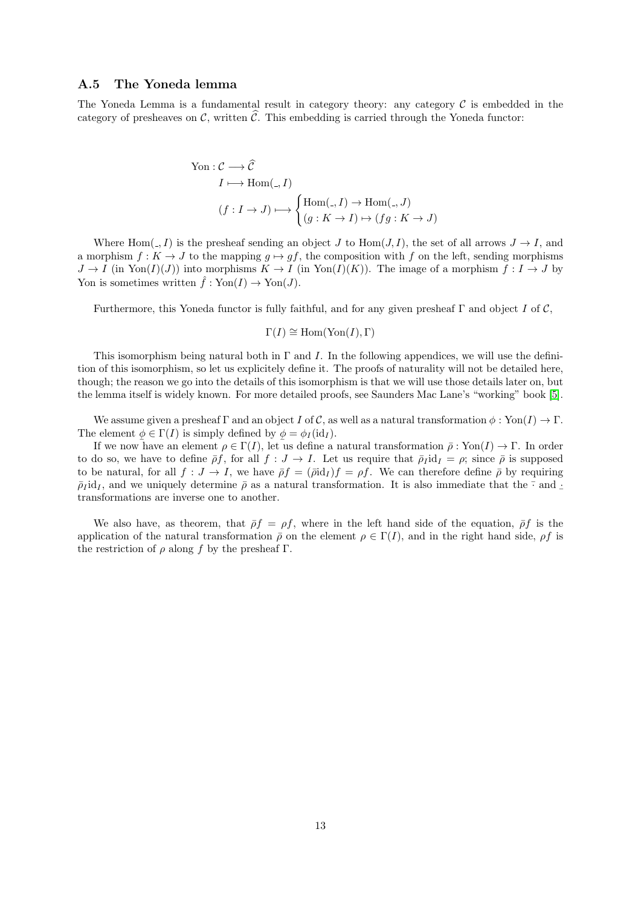### A.5 The Yoneda lemma

The Yoneda Lemma is a fundamental result in category theory: any category $\mathcal{C}$ is embedded in the category of presheaves on $\mathcal{C}$, written $\widehat{\mathcal{C}}$. This embedding is carried through the Yoneda functor:

$$
\begin{aligned}
\mathrm{Yon} : \mathcal{C} &\longrightarrow \widehat{\mathcal{C}} \\
I &\longmapsto \mathrm{Hom}(\_, I) \\
(f : I \to J) &\longmapsto \begin{cases} \mathrm{Hom}(\_, I) \to \mathrm{Hom}(\_, J) \\ (g : K \to I) \mapsto (fg : K \to J) \end{cases}
\end{aligned}
$$

Where $\mathrm{Hom}(\_, I)$ is the presheaf sending an object $J$ to $\mathrm{Hom}(J, I)$, the set of all arrows $J \to I$, and a morphism $f : K \to J$ to the mapping $g \mapsto gf$, the composition with $f$ on the left, sending morphisms $J \to I$ (in $\mathrm{Yon}(I)(J)$) into morphisms $K \to I$ (in $\mathrm{Yon}(I)(K)$). The image of a morphism $f : I \to J$ by Yon is sometimes written $\hat{f} : \mathrm{Yon}(I) \to \mathrm{Yon}(J)$.

Furthermore, this Yoneda functor is fully faithful, and for any given presheaf $\Gamma$ and object $I$ of $\mathcal{C}$,

$$\Gamma(I) \cong \mathrm{Hom}(\mathrm{Yon}(I), \Gamma)$$

This isomorphism being natural both in $\Gamma$ and $I$. In the following appendices, we will use the definition of this isomorphism, so let us explicitely define it. The proofs of naturality will not be detailed here, though; the reason we go into the details of this isomorphism is that we will use those details later on, but the lemma itself is widely known. For more detailed proofs, see Saunders Mac Lane's "working" book [5].

We assume given a presheaf $\Gamma$ and an object $I$ of $\mathcal{C}$, as well as a natural transformation $\phi : \mathrm{Yon}(I) \to \Gamma$. The element $\underline{\phi} \in \Gamma(I)$ is simply defined by $\underline{\phi} = \phi_I(\mathrm{id}_I)$.

If we now have an element $\rho \in \Gamma(I)$, let us define a natural transformation $\bar{\rho} : \mathrm{Yon}(I) \to \Gamma$. In order to do so, we have to define $\bar{\rho}f$, for all $f : J \to I$. Let us require that $\bar{\rho}_I \mathrm{id}_I = \rho$; since $\bar{\rho}$ is supposed to be natural, for all $f : J \to I$, we have $\bar{\rho}f = (\bar{\rho}\mathrm{id}_I)f = \rho f$. We can therefore define $\bar{\rho}$ by requiring $\bar{\rho}_I \mathrm{id}_I$, and we uniquely determine $\bar{\rho}$ as a natural transformation. It is also immediate that the $\bar{\cdot}$ and $\underline{\cdot}$ transformations are inverse one to another.

We also have, as theorem, that $\bar{\rho}f = \rho f$, where in the left hand side of the equation, $\bar{\rho}f$ is the application of the natural transformation $\bar{\rho}$ on the element $\rho \in \Gamma(I)$, and in the right hand side, $\rho f$ is the restriction of $\rho$ along $f$ by the presheaf $\Gamma$.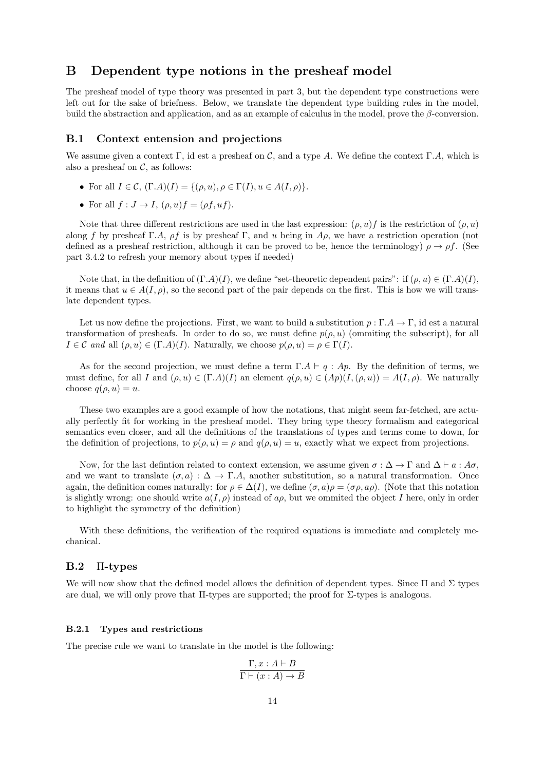# B Dependent type notions in the presheaf model

The presheaf model of type theory was presented in part 3, but the dependent type constructions were left out for the sake of briefness. Below, we translate the dependent type building rules in the model, build the abstraction and application, and as an example of calculus in the model, prove the $\beta$-conversion.

## B.1 Context entension and projections

We assume given a context $\Gamma$, id est a presheaf on $\mathcal{C}$, and a type $A$. We define the context $\Gamma.A$, which is also a presheaf on $\mathcal{C}$, as follows:

- For all $I \in \mathcal{C}$, $(\Gamma.A)(I) = \{(\rho, u), \rho \in \Gamma(I), u \in A(I, \rho)\}$.
- For all $f : J \to I$, $(\rho, u)f = (\rho f, uf)$.

Note that three different restrictions are used in the last expression: $(\rho, u)f$ is the restriction of $(\rho, u)$ along $f$ by presheaf $\Gamma.A$, $\rho f$ is by presheaf $\Gamma$, and $u$ being in $A\rho$, we have a restriction operation (not defined as a presheaf restriction, although it can be proved to be, hence the terminology) $\rho \to \rho f$. (See part 3.4.2 to refresh your memory about types if needed)

Note that, in the definition of $(\Gamma.A)(I)$, we define "set-theoretic dependent pairs": if $(\rho, u) \in (\Gamma.A)(I)$, it means that $u \in A(I, \rho)$, so the second part of the pair depends on the first. This is how we will translate dependent types.

Let us now define the projections. First, we want to build a substitution $p : \Gamma.A \to \Gamma$, id est a natural transformation of presheafs. In order to do so, we must define $p(\rho, u)$ (ommiting the subscript), for all $I \in \mathcal{C}$ *and* all $(\rho, u) \in (\Gamma.A)(I)$. Naturally, we choose $p(\rho, u) = \rho \in \Gamma(I)$.

As for the second projection, we must define a term $\Gamma.A \vdash q : Ap$. By the definition of terms, we must define, for all $I$ and $(\rho, u) \in (\Gamma.A)(I)$ an element $q(\rho, u) \in (Ap)(I, (\rho, u)) = A(I, \rho)$. We naturally choose $q(\rho, u) = u$.

These two examples are a good example of how the notations, that might seem far-fetched, are actually perfectly fit for working in the presheaf model. They bring type theory formalism and categorical semantics even closer, and all the definitions of the translations of types and terms come to down, for the definition of projections, to $p(\rho, u) = \rho$ and $q(\rho, u) = u$, exactly what we expect from projections.

Now, for the last defintion related to context extension, we assume given $\sigma : \Delta \to \Gamma$ and $\Delta \vdash a : A\sigma$, and we want to translate $(\sigma, a) : \Delta \to \Gamma.A$, another substitution, so a natural transformation. Once again, the definition comes naturally: for $\rho \in \Delta(I)$, we define $(\sigma, a)\rho = (\sigma\rho, a\rho)$. (Note that this notation is slightly wrong: one should write $a(I, \rho)$ instead of $a\rho$, but we ommited the object $I$ here, only in order to highlight the symmetry of the definition)

With these definitions, the verification of the required equations is immediate and completely mechanical.

## B.2 $\Pi$-types

We will now show that the defined model allows the definition of dependent types. Since $\Pi$ and $\Sigma$ types are dual, we will only prove that $\Pi$-types are supported; the proof for $\Sigma$-types is analogous.

### B.2.1 Types and restrictions

The precise rule we want to translate in the model is the following:

$$\frac{\Gamma, x : A \vdash B}{\Gamma \vdash (x : A) \to B}$$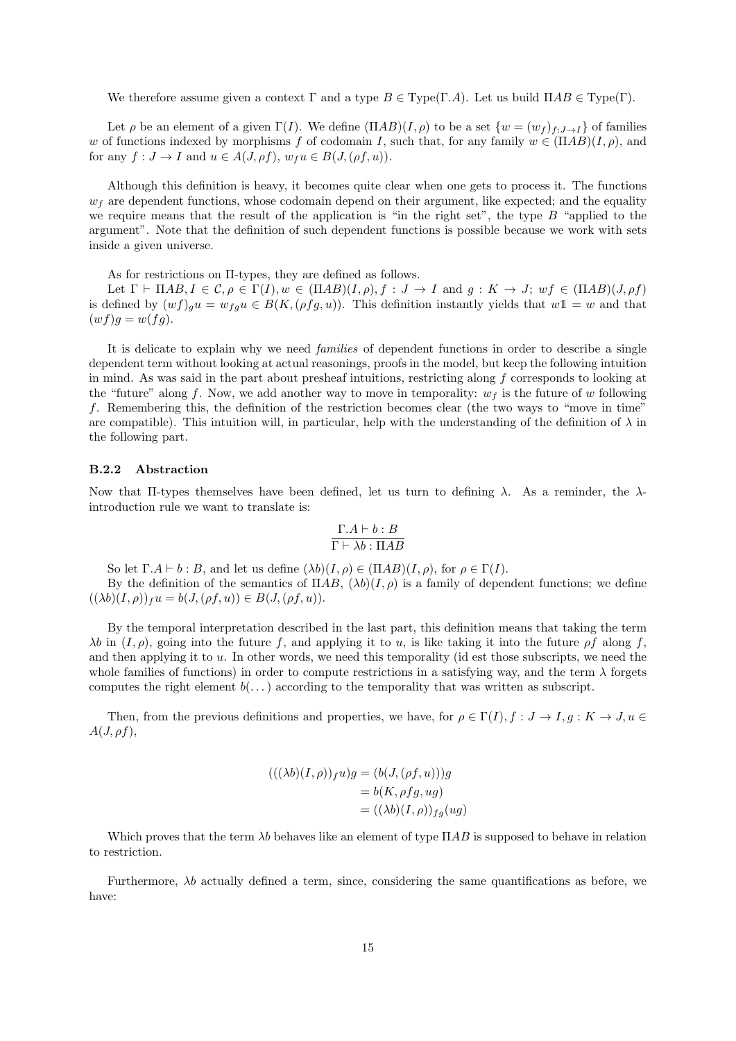We therefore assume given a context $\Gamma$ and a type $B \in \text{Type}(\Gamma.A)$. Let us build $\Pi AB \in \text{Type}(\Gamma)$.

Let $\rho$ be an element of a given $\Gamma(I)$. We define $(\Pi AB)(I, \rho)$ to be a set $\{w = (w_f)_{f:J \to I}\}$ of families $w$ of functions indexed by morphisms $f$ of codomain $I$, such that, for any family $w \in (\Pi AB)(I, \rho)$, and for any $f : J \to I$ and $u \in A(J, \rho f)$, $w_f u \in B(J, (\rho f, u))$.

Although this definition is heavy, it becomes quite clear when one gets to process it. The functions $w_f$ are dependent functions, whose codomain depend on their argument, like expected; and the equality we require means that the result of the application is "in the right set", the type $B$ "applied to the argument". Note that the definition of such dependent functions is possible because we work with sets inside a given universe.

As for restrictions on $\Pi$-types, they are defined as follows.

Let $\Gamma \vdash \Pi AB, I \in \mathcal{C}, \rho \in \Gamma(I), w \in (\Pi AB)(I, \rho), f : J \to I$ and $g : K \to J$; $wf \in (\Pi AB)(J, \rho f)$ is defined by $(wf)_g u = w_{fg} u \in B(K, (\rho fg, u))$. This definition instantly yields that $w\mathbb{1} = w$ and that $(wf)g = w(fg)$.

It is delicate to explain why we need *families* of dependent functions in order to describe a single dependent term without looking at actual reasonings, proofs in the model, but keep the following intuition in mind. As was said in the part about presheaf intuitions, restricting along $f$ corresponds to looking at the "future" along $f$. Now, we add another way to move in temporality: $w_f$ is the future of $w$ following $f$. Remembering this, the definition of the restriction becomes clear (the two ways to "move in time" are compatible). This intuition will, in particular, help with the understanding of the definition of $\lambda$ in the following part.

### B.2.2 Abstraction

Now that $\Pi$-types themselves have been defined, let us turn to defining $\lambda$. As a reminder, the $\lambda$-introduction rule we want to translate is:

$$\frac{\Gamma.A \vdash b : B}{\Gamma \vdash \lambda b : \Pi AB}$$

So let $\Gamma.A \vdash b : B$, and let us define $(\lambda b)(I, \rho) \in (\Pi AB)(I, \rho)$, for $\rho \in \Gamma(I)$.

By the definition of the semantics of $\Pi AB$, $(\lambda b)(I, \rho)$ is a family of dependent functions; we define $((\lambda b)(I, \rho))_f u = b(J, (\rho f, u)) \in B(J, (\rho f, u))$.

By the temporal interpretation described in the last part, this definition means that taking the term $\lambda b$ in $(I, \rho)$, going into the future $f$, and applying it to $u$, is like taking it into the future $\rho f$ along $f$, and then applying it to $u$. In other words, we need this temporality (id est those subscripts, we need the whole families of functions) in order to compute restrictions in a satisfying way, and the term $\lambda$ forgets computes the right element $b(\dots)$ according to the temporality that was written as subscript.

Then, from the previous definitions and properties, we have, for $\rho \in \Gamma(I), f : J \to I, g : K \to J, u \in A(J, \rho f)$,

$$\begin{aligned}
(((\lambda b)(I, \rho))_f u)g &= (b(J, (\rho f, u)))g \\
&= b(K, \rho fg, ug) \\
&= ((\lambda b)(I, \rho))_{fg}(ug)
\end{aligned}$$

Which proves that the term $\lambda b$ behaves like an element of type $\Pi AB$ is supposed to behave in relation to restriction.

Furthermore, $\lambda b$ actually defined a term, since, considering the same quantifications as before, we have: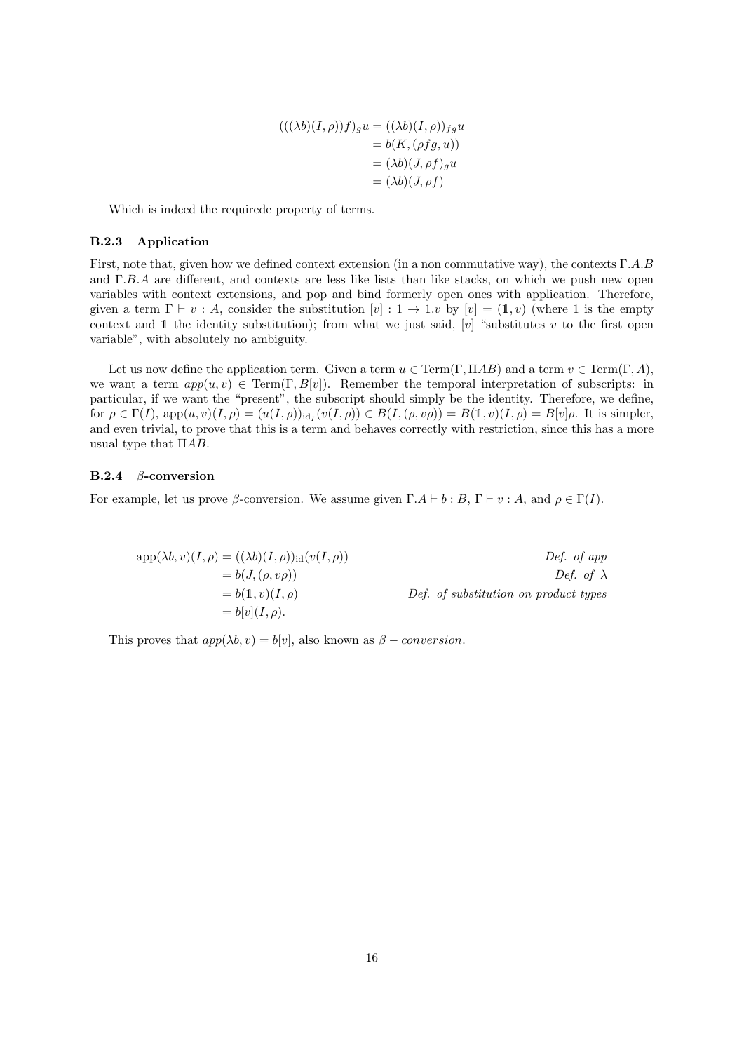$$
\begin{aligned}
(((\lambda b)(I,\rho))f)_g u &= ((\lambda b)(I,\rho))_{fg} u \\
&= b(K,(\rho f g, u)) \\
&= (\lambda b)(J,\rho f)_g u \\
&= (\lambda b)(J,\rho f)
\end{aligned}
$$

Which is indeed the requirede property of terms.

### B.2.3 Application

First, note that, given how we defined context extension (in a non commutative way), the contexts $\Gamma.A.B$ and $\Gamma.B.A$ are different, and contexts are less like lists than like stacks, on which we push new open variables with context extensions, and pop and bind formerly open ones with application. Therefore, given a term $\Gamma \vdash v : A$, consider the substitution $[v] : 1 \to 1.v$ by $[v] = (\mathbb{1}, v)$ (where 1 is the empty context and $\mathbb{1}$ the identity substitution); from what we just said, $[v]$ "substitutes $v$ to the first open variable", with absolutely no ambiguity.

Let us now define the application term. Given a term $u \in \mathrm{Term}(\Gamma, \Pi AB)$ and a term $v \in \mathrm{Term}(\Gamma, A)$, we want a term $app(u,v) \in \mathrm{Term}(\Gamma, B[v])$. Remember the temporal interpretation of subscripts: in particular, if we want the "present", the subscript should simply be the identity. Therefore, we define, for $\rho \in \Gamma(I)$, $\mathrm{app}(u,v)(I,\rho) = (u(I,\rho))_{\mathrm{id}_I}(v(I,\rho)) \in B(I,(\rho, v\rho)) = B(\mathbb{1}, v)(I,\rho) = B[v]\rho$. It is simpler, and even trivial, to prove that this is a term and behaves correctly with restriction, since this has a more usual type that $\Pi AB$.

### B.2.4 $\beta$-conversion

For example, let us prove $\beta$-conversion. We assume given $\Gamma.A \vdash b : B$, $\Gamma \vdash v : A$, and $\rho \in \Gamma(I)$.

$$
\begin{aligned}
\mathrm{app}(\lambda b, v)(I,\rho) &= ((\lambda b)(I,\rho))_{\mathrm{id}}(v(I,\rho)) && \textit{Def. of app} \\
&= b(J,(\rho, v\rho)) && \textit{Def. of } \lambda \\
&= b(\mathbb{1}, v)(I,\rho) && \textit{Def. of substitution on product types} \\
&= b[v](I,\rho).
\end{aligned}
$$

This proves that $app(\lambda b, v) = b[v]$, also known as $\beta - conversion$.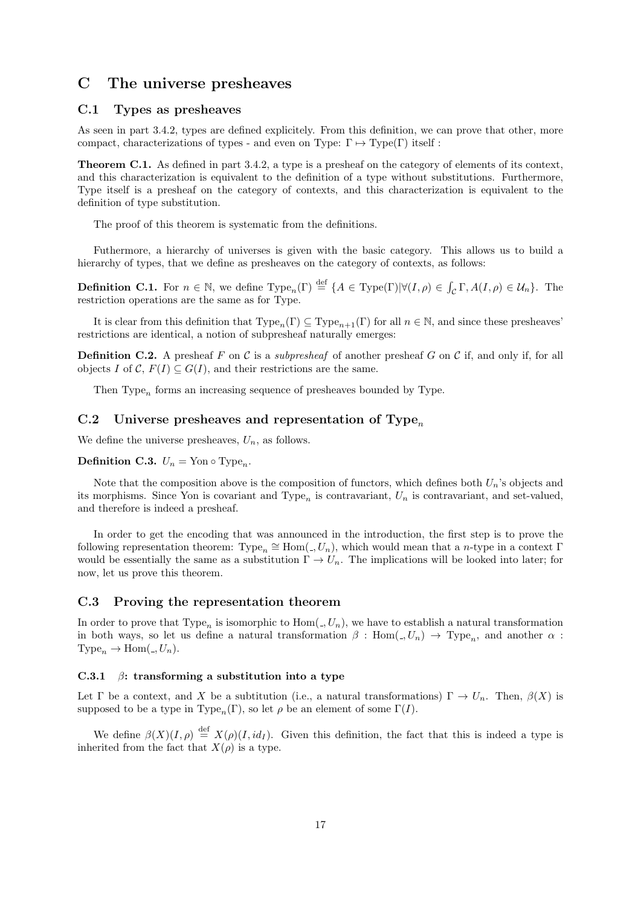# C The universe presheaves

## C.1 Types as presheaves

As seen in part 3.4.2, types are defined explicitely. From this definition, we can prove that other, more compact, characterizations of types - and even on Type: $\Gamma \mapsto \text{Type}(\Gamma)$ itself :

**Theorem C.1.** As defined in part 3.4.2, a type is a presheaf on the category of elements of its context, and this characterization is equivalent to the definition of a type without substitutions. Furthermore, Type itself is a presheaf on the category of contexts, and this characterization is equivalent to the definition of type substitution.

The proof of this theorem is systematic from the definitions.

Futhermore, a hierarchy of universes is given with the basic category. This allows us to build a hierarchy of types, that we define as presheaves on the category of contexts, as follows:

**Definition C.1.** For $n \in \mathbb{N}$, we define $\text{Type}_n(\Gamma) \stackrel{\text{def}}{=} \{A \in \text{Type}(\Gamma) | \forall (I, \rho) \in \int_{\mathcal{C}} \Gamma, A(I, \rho) \in \mathcal{U}_n\}$. The restriction operations are the same as for Type.

It is clear from this definition that $\text{Type}_n(\Gamma) \subseteq \text{Type}_{n+1}(\Gamma)$ for all $n \in \mathbb{N}$, and since these presheaves' restrictions are identical, a notion of subpresheaf naturally emerges:

**Definition C.2.** A presheaf $F$ on $\mathcal{C}$ is a *subpresheaf* of another presheaf $G$ on $\mathcal{C}$ if, and only if, for all objects $I$ of $\mathcal{C}$, $F(I) \subseteq G(I)$, and their restrictions are the same.

Then $\text{Type}_n$ forms an increasing sequence of presheaves bounded by Type.

## C.2 Universe presheaves and representation of $\text{Type}_n$

We define the universe presheaves, $U_n$, as follows.

**Definition C.3.** $U_n = \text{Yon} \circ \text{Type}_n$.

Note that the composition above is the composition of functors, which defines both $U_n$'s objects and its morphisms. Since Yon is covariant and $\text{Type}_n$ is contravariant, $U_n$ is contravariant, and set-valued, and therefore is indeed a presheaf.

In order to get the encoding that was announced in the introduction, the first step is to prove the following representation theorem: $\text{Type}_n \cong \text{Hom}(\_, U_n)$, which would mean that a $n$-type in a context $\Gamma$ would be essentially the same as a substitution $\Gamma \to U_n$. The implications will be looked into later; for now, let us prove this theorem.

## C.3 Proving the representation theorem

In order to prove that $\text{Type}_n$ is isomorphic to $\text{Hom}(\_, U_n)$, we have to establish a natural transformation in both ways, so let us define a natural transformation $\beta : \text{Hom}(\_, U_n) \to \text{Type}_n$, and another $\alpha : \text{Type}_n \to \text{Hom}(\_, U_n)$.

### C.3.1 $\beta$: transforming a substitution into a type

Let $\Gamma$ be a context, and $X$ be a subtitution (i.e., a natural transformations) $\Gamma \to U_n$. Then, $\beta(X)$ is supposed to be a type in $\text{Type}_n(\Gamma)$, so let $\rho$ be an element of some $\Gamma(I)$.

We define $\beta(X)(I, \rho) \stackrel{\text{def}}{=} X(\rho)(I, id_I)$. Given this definition, the fact that this is indeed a type is inherited from the fact that $X(\rho)$ is a type.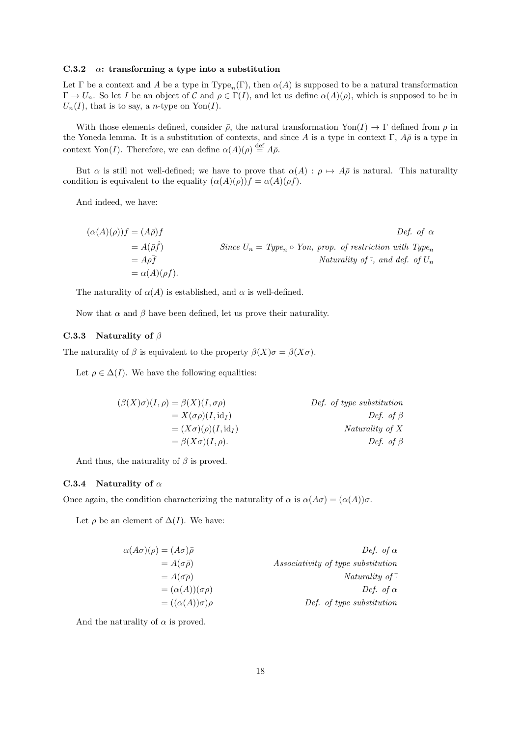### C.3.2 $\alpha$: transforming a type into a substitution

Let $\Gamma$ be a context and $A$ be a type in $\mathrm{Type}_n(\Gamma)$, then $\alpha(A)$ is supposed to be a natural transformation $\Gamma \to U_n$. So let $I$ be an object of $\mathcal{C}$ and $\rho \in \Gamma(I)$, and let us define $\alpha(A)(\rho)$, which is supposed to be in $U_n(I)$, that is to say, a $n$-type on $\mathrm{Yon}(I)$.

With those elements defined, consider $\bar{\rho}$, the natural transformation $\mathrm{Yon}(I) \to \Gamma$ defined from $\rho$ in the Yoneda lemma. It is a substitution of contexts, and since $A$ is a type in context $\Gamma$, $A\bar{\rho}$ is a type in context $\mathrm{Yon}(I)$. Therefore, we can define $\alpha(A)(\rho) \overset{\text{def}}{=} A\bar{\rho}$.

But $\alpha$ is still not well-defined; we have to prove that $\alpha(A) : \rho \mapsto A\bar{\rho}$ is natural. This naturality condition is equivalent to the equality $(\alpha(A)(\rho))f = \alpha(A)(\rho f)$.

And indeed, we have:

$$
\begin{aligned}
(\alpha(A)(\rho))f &= (A\bar{\rho})f && \textit{Def. of } \alpha \\
&= A(\bar{\rho}\hat{f}) && \textit{Since } U_n = \textit{Type}_n \circ \textit{Yon, prop. of restriction with Type}_n \\
&= A\overline{\rho f} && \textit{Naturality of } \bar{\cdot}\textit{, and def. of } U_n \\
&= \alpha(A)(\rho f).
\end{aligned}
$$

The naturality of $\alpha(A)$ is established, and $\alpha$ is well-defined.

Now that $\alpha$ and $\beta$ have been defined, let us prove their naturality.

### C.3.3 Naturality of $\beta$

The naturality of $\beta$ is equivalent to the property $\beta(X)\sigma = \beta(X\sigma)$.

Let $\rho \in \Delta(I)$. We have the following equalities:

$$
\begin{aligned}
(\beta(X)\sigma)(I, \rho) &= \beta(X)(I, \sigma\rho) && \textit{Def. of type substitution} \\
&= X(\sigma\rho)(I, \mathrm{id}_I) && \textit{Def. of } \beta \\
&= (X\sigma)(\rho)(I, \mathrm{id}_I) && \textit{Naturality of } X \\
&= \beta(X\sigma)(I, \rho). && \textit{Def. of } \beta
\end{aligned}
$$

And thus, the naturality of $\beta$ is proved.

### C.3.4 Naturality of $\alpha$

Once again, the condition characterizing the naturality of $\alpha$ is $\alpha(A\sigma) = (\alpha(A))\sigma$.

Let $\rho$ be an element of $\Delta(I)$. We have:

$$
\begin{aligned}
\alpha(A\sigma)(\rho) &= (A\sigma)\bar{\rho} && \textit{Def. of } \alpha \\
&= A(\sigma\bar{\rho}) && \textit{Associativity of type substitution} \\
&= A(\overline{\sigma\rho}) && \textit{Naturality of } \bar{\cdot} \\
&= (\alpha(A))(\sigma\rho) && \textit{Def. of } \alpha \\
&= ((\alpha(A))\sigma)\rho && \textit{Def. of type substitution}
\end{aligned}
$$

And the naturality of $\alpha$ is proved.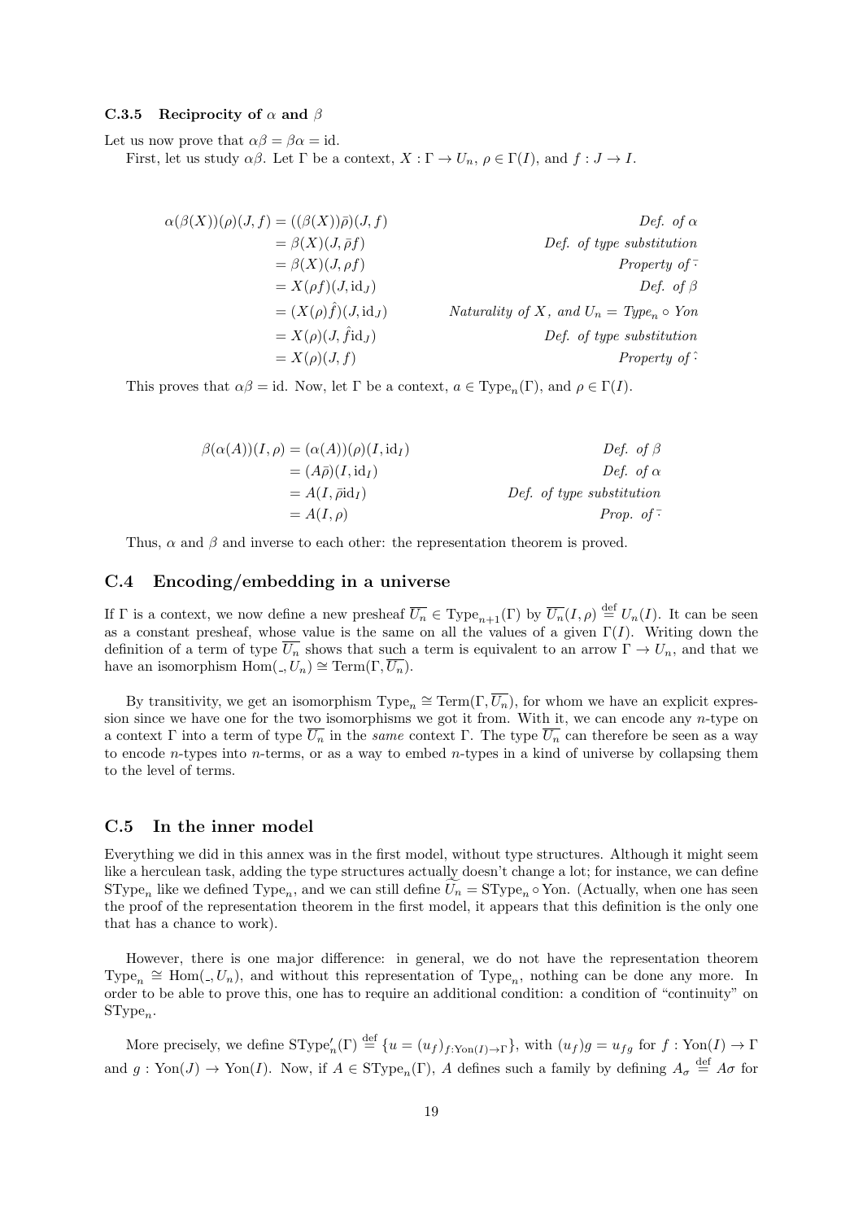### C.3.5 Reciprocity of $\alpha$ and $\beta$

Let us now prove that $\alpha\beta = \beta\alpha = \mathrm{id}$.

First, let us study $\alpha\beta$. Let $\Gamma$ be a context, $X : \Gamma \to U_n$, $\rho \in \Gamma(I)$, and $f : J \to I$.

$$\begin{aligned}
\alpha(\beta(X))(\rho)(J, f) &= ((\beta(X))\bar{\rho})(J, f) && \textit{Def. of } \alpha \\
&= \beta(X)(J, \bar{\rho}f) && \textit{Def. of type substitution} \\
&= \beta(X)(J, \rho f) && \textit{Property of } \bar{\cdot} \\
&= X(\rho f)(J, \mathrm{id}_J) && \textit{Def. of } \beta \\
&= (X(\rho)\hat{f})(J, \mathrm{id}_J) && \textit{Naturality of } X\textit{, and } U_n = \mathit{Type}_n \circ \mathit{Yon} \\
&= X(\rho)(J, \hat{f}\mathrm{id}_J) && \textit{Def. of type substitution} \\
&= X(\rho)(J, f) && \textit{Property of } \hat{\cdot}
\end{aligned}$$

This proves that $\alpha\beta = \mathrm{id}$. Now, let $\Gamma$ be a context, $a \in \mathrm{Type}_n(\Gamma)$, and $\rho \in \Gamma(I)$.

$$\begin{aligned}
\beta(\alpha(A))(I, \rho) &= (\alpha(A))(\rho)(I, \mathrm{id}_I) && \textit{Def. of } \beta \\
&= (A\bar{\rho})(I, \mathrm{id}_I) && \textit{Def. of } \alpha \\
&= A(I, \bar{\rho}\mathrm{id}_I) && \textit{Def. of type substitution} \\
&= A(I, \rho) && \textit{Prop. of } \bar{\cdot}
\end{aligned}$$

Thus, $\alpha$ and $\beta$ and inverse to each other: the representation theorem is proved.

## C.4 Encoding/embedding in a universe

If $\Gamma$ is a context, we now define a new presheaf $\overline{U_n} \in \mathrm{Type}_{n+1}(\Gamma)$ by $\overline{U_n}(I, \rho) \overset{\text{def}}{=} U_n(I)$. It can be seen as a constant presheaf, whose value is the same on all the values of a given $\Gamma(I)$. Writing down the definition of a term of type $\overline{U_n}$ shows that such a term is equivalent to an arrow $\Gamma \to U_n$, and that we have an isomorphism $\mathrm{Hom}(\_, U_n) \cong \mathrm{Term}(\Gamma, \overline{U_n})$.

By transitivity, we get an isomorphism $\mathrm{Type}_n \cong \mathrm{Term}(\Gamma, \overline{U_n})$, for whom we have an explicit expression since we have one for the two isomorphisms we got it from. With it, we can encode any $n$-type on a context $\Gamma$ into a term of type $\overline{U_n}$ in the *same* context $\Gamma$. The type $\overline{U_n}$ can therefore be seen as a way to encode $n$-types into $n$-terms, or as a way to embed $n$-types in a kind of universe by collapsing them to the level of terms.

## C.5 In the inner model

Everything we did in this annex was in the first model, without type structures. Although it might seem like a herculean task, adding the type structures actually doesn't change a lot; for instance, we can define $\mathrm{SType}_n$ like we defined $\mathrm{Type}_n$, and we can still define $\widetilde{U_n} = \mathrm{SType}_n \circ \mathrm{Yon}$. (Actually, when one has seen the proof of the representation theorem in the first model, it appears that this definition is the only one that has a chance to work).

However, there is one major difference: in general, we do not have the representation theorem $\mathrm{Type}_n \cong \mathrm{Hom}(\_, U_n)$, and without this representation of $\mathrm{Type}_n$, nothing can be done any more. In order to be able to prove this, one has to require an additional condition: a condition of "continuity" on $\mathrm{SType}_n$.

More precisely, we define $\mathrm{SType}'_n(\Gamma) \overset{\text{def}}{=} \{u = (u_f)_{f : \mathrm{Yon}(I) \to \Gamma}\}$, with $(u_f)g = u_{fg}$ for $f : \mathrm{Yon}(I) \to \Gamma$ and $g : \mathrm{Yon}(J) \to \mathrm{Yon}(I)$. Now, if $A \in \mathrm{SType}_n(\Gamma)$, $A$ defines such a family by defining $A_\sigma \overset{\text{def}}{=} A\sigma$ for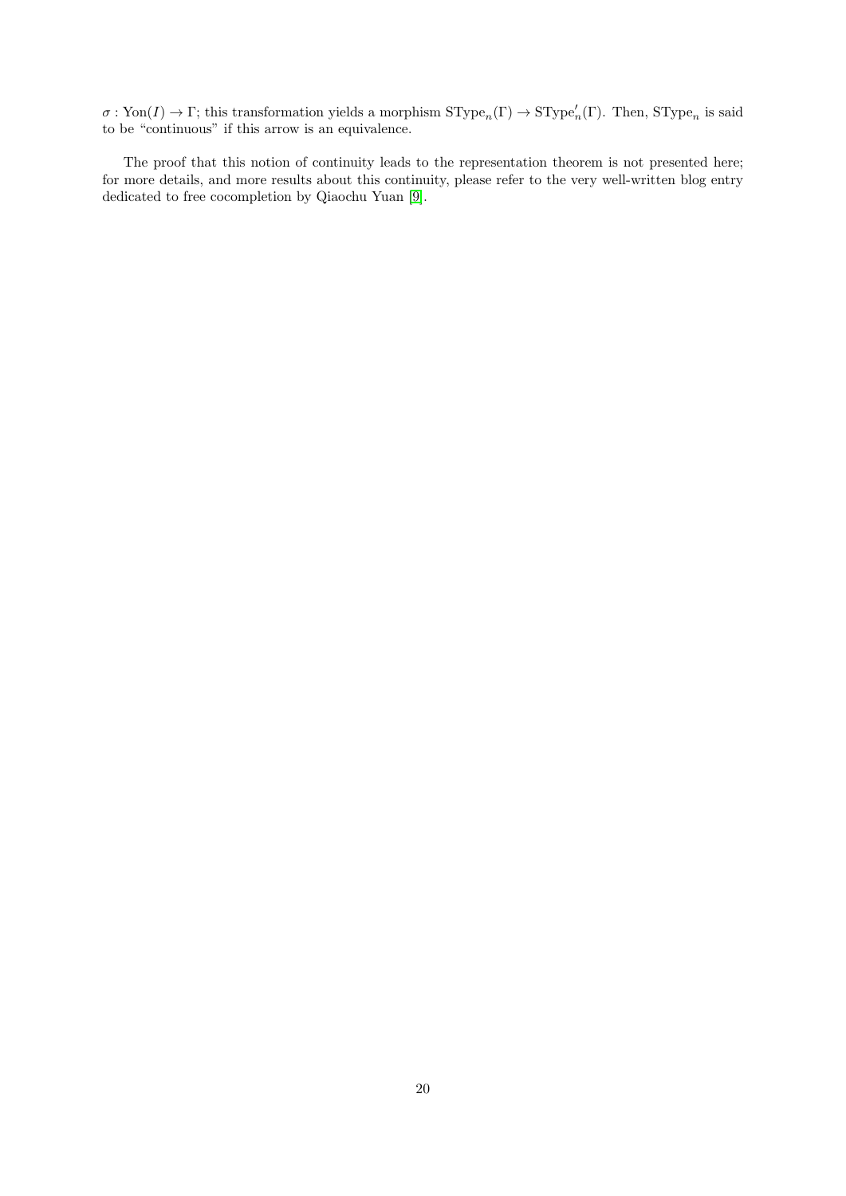$\sigma : \mathrm{Yon}(I) \to \Gamma$; this transformation yields a morphism $\mathrm{SType}_n(\Gamma) \to \mathrm{SType}'_n(\Gamma)$. Then, $\mathrm{SType}_n$ is said to be "continuous" if this arrow is an equivalence.

The proof that this notion of continuity leads to the representation theorem is not presented here; for more details, and more results about this continuity, please refer to the very well-written blog entry dedicated to free cocompletion by Qiaochu Yuan [9].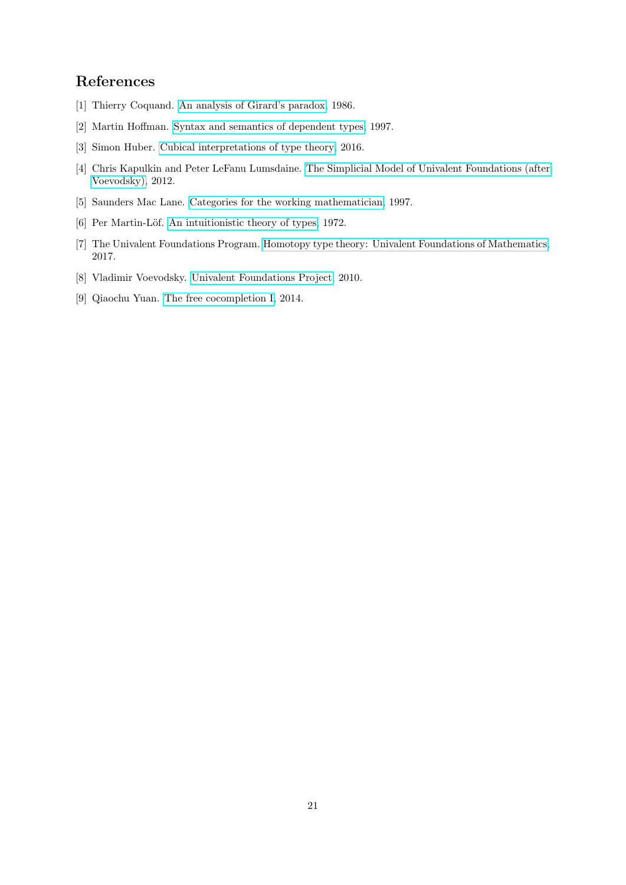## References

[1] Thierry Coquand. An analysis of Girard's paradox, 1986.

[2] Martin Hoffman. Syntax and semantics of dependent types, 1997.

[3] Simon Huber. Cubical interpretations of type theory, 2016.

[4] Chris Kapulkin and Peter LeFanu Lumsdaine. The Simplicial Model of Univalent Foundations (after Voevodsky), 2012.

[5] Saunders Mac Lane. Categories for the working mathematician, 1997.

[6] Per Martin-Löf. An intuitionistic theory of types, 1972.

[7] The Univalent Foundations Program. Homotopy type theory: Univalent Foundations of Mathematics, 2017.

[8] Vladimir Voevodsky. Univalent Foundations Project, 2010.

[9] Qiaochu Yuan. The free cocompletion I, 2014.